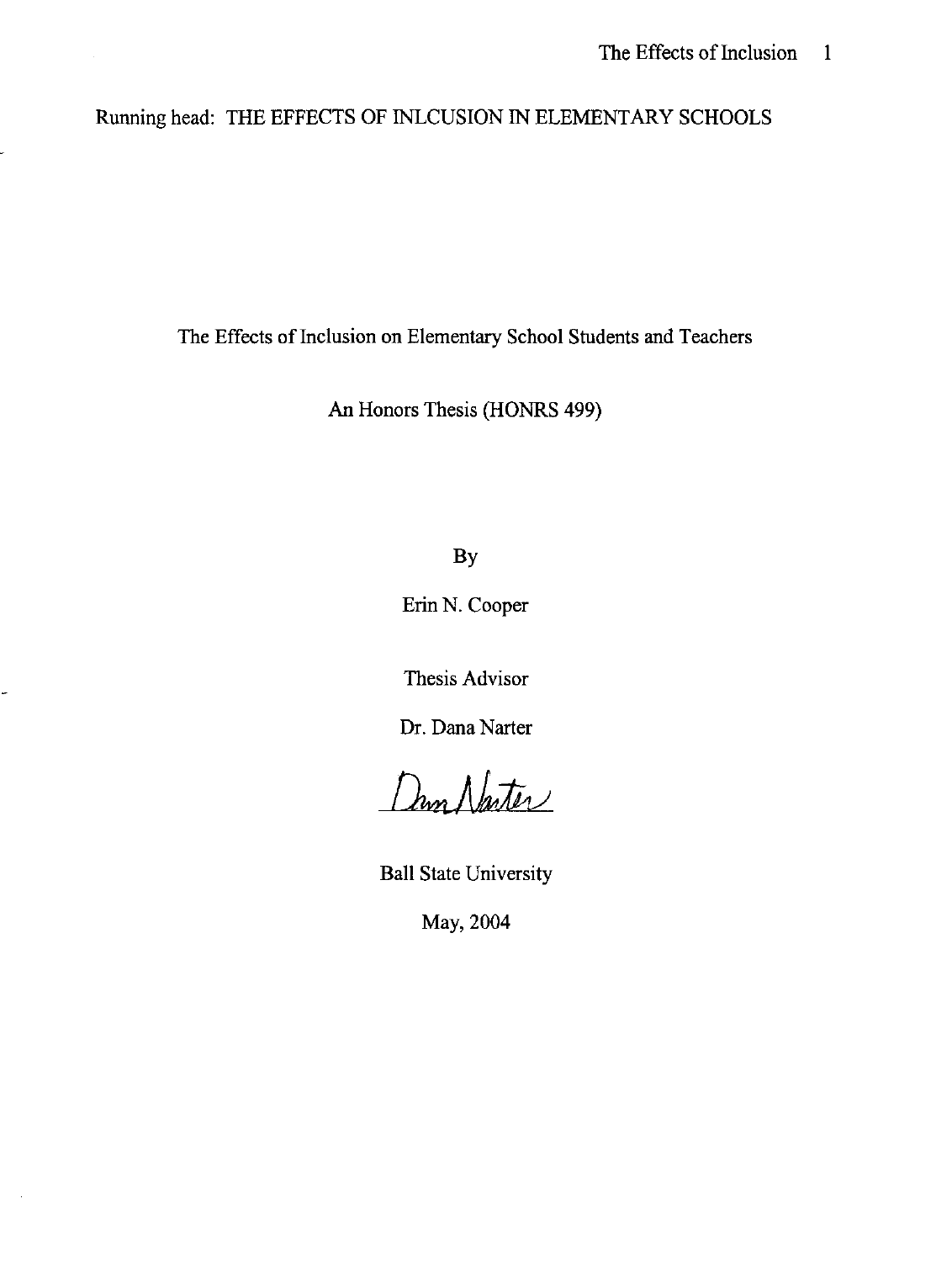Running head: THE EFFECTS OF INLCUSION IN ELEMENTARY SCHOOLS

# The Effects of Inclusion on Elementary School Students and Teachers

An Honors Thesis (HONRS 499)

By

Erin N. Cooper

Thesis Advisor

Dr. Dana Narter

Ball State University

May, 2004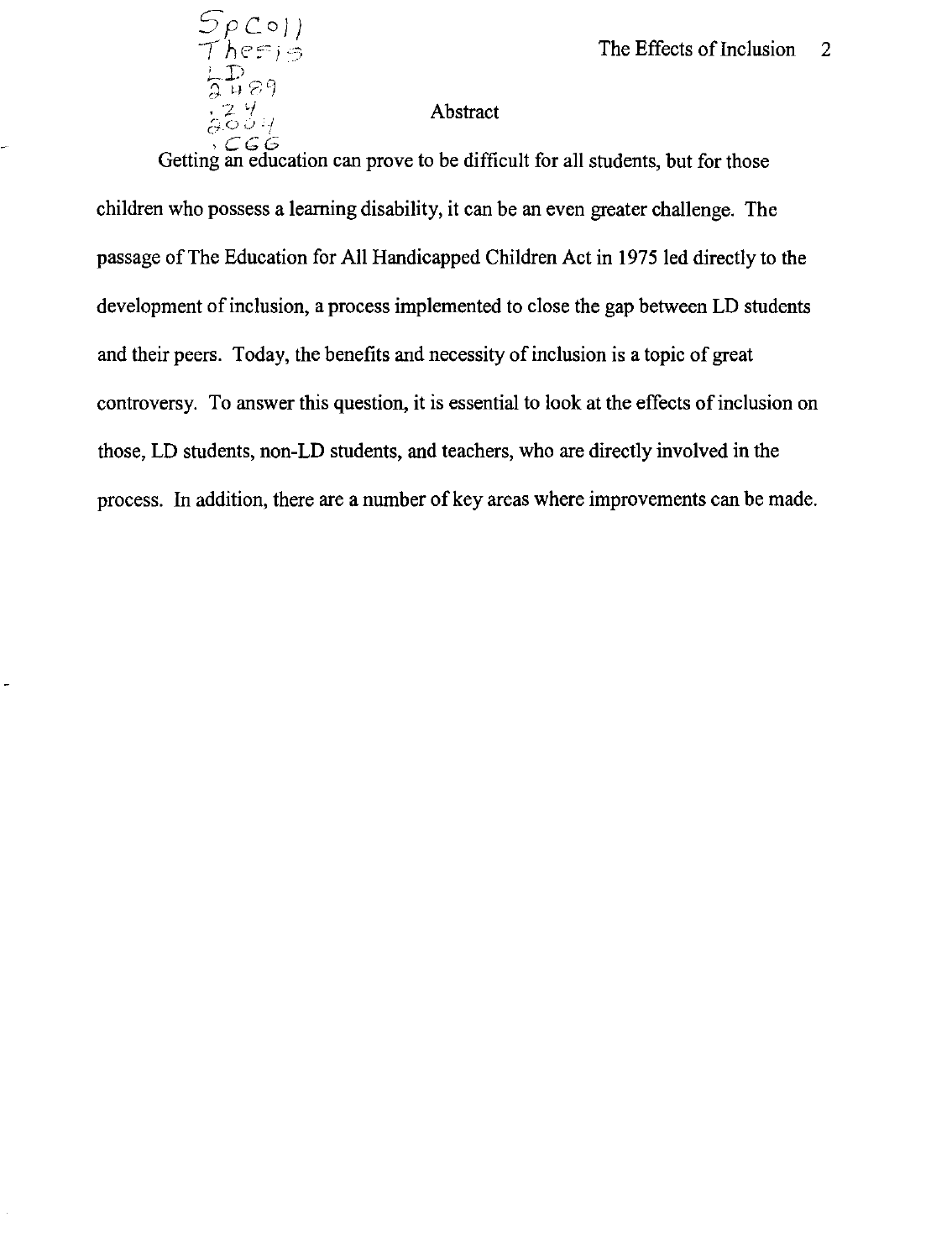## Abstract

Getting an education can prove to be difficult for all students, but for those children who possess a learning disability, it can be an even greater challenge. The passage of The Education for All Handicapped Children Act in 1975 led directly to the development of inclusion, a process implemented to close the gap between LD students and their peers. Today, the benefits and necessity of inclusion is a topic of great controversy. To answer this question, it is essential to look at the effects of inclusion on those, LD students, non-LD students, and teachers, who are directly involved in the process. In addition, there are a number of key areas where improvements can be made.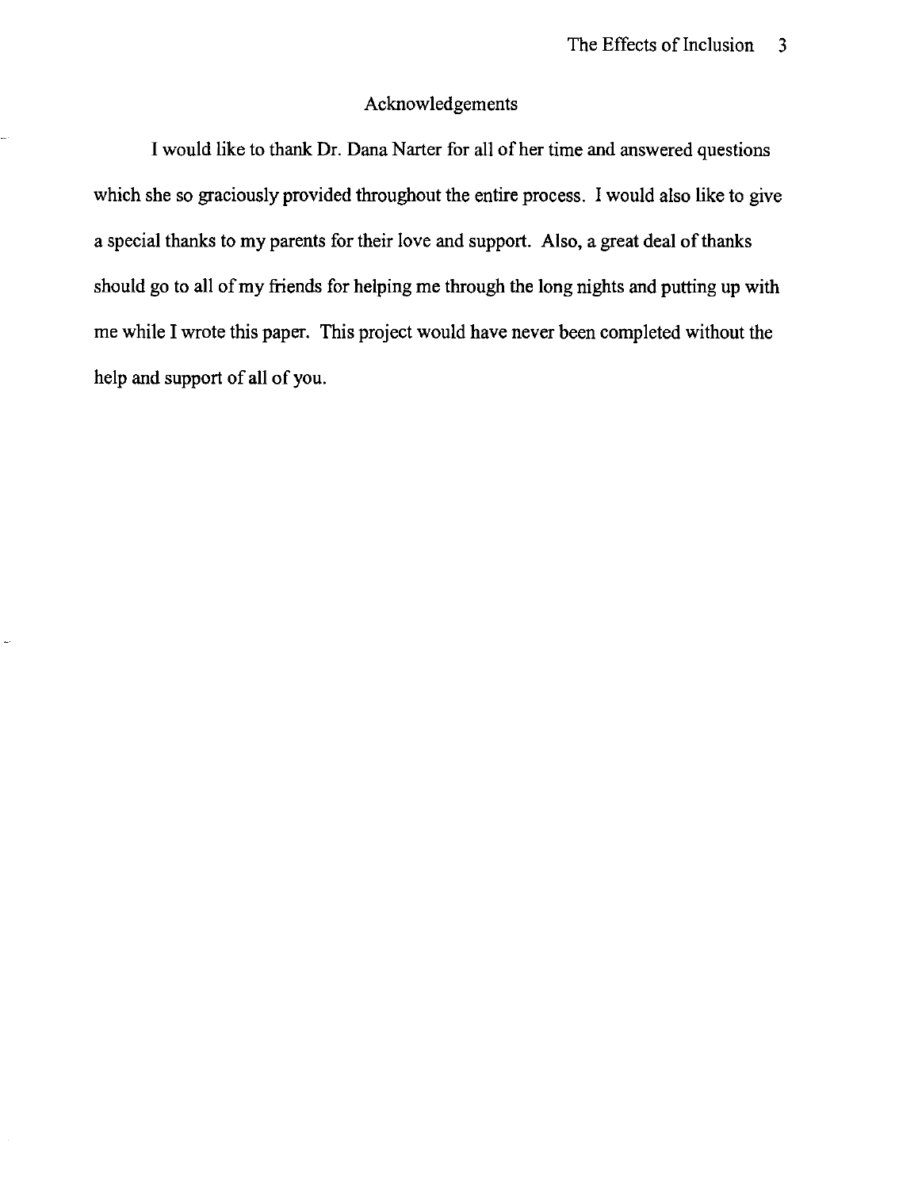## Acknowledgements

I would like to thank Dr. Dana Narter for all of her time and answered questions which she so graciously provided throughout the entire process. I would also like to give a special thanks to my parents for their love and support. Also, a great deal of thanks should go to all of my friends for helping me through the long nights and putting up with me while I wrote this paper. This project would have never been completed without the help and support of all of you.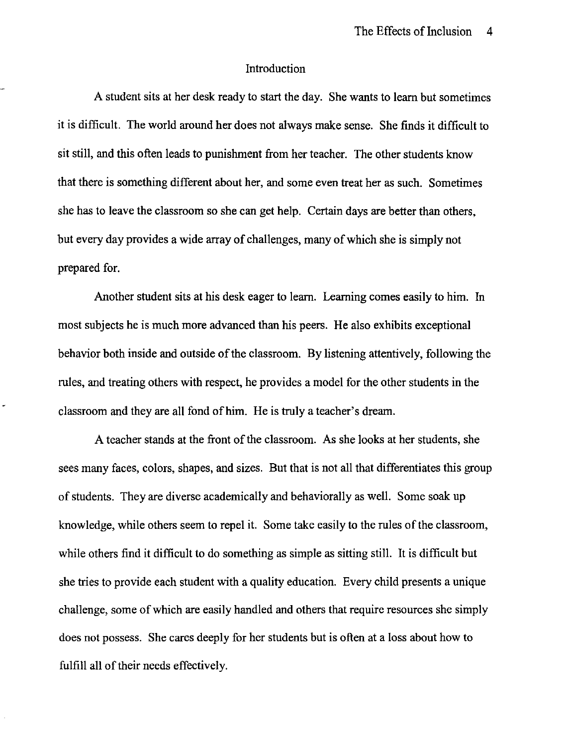## Introduction

A student sits at her desk ready to start the day. She wants to learn but sometimes it is difficult. The world around her does not always make sense. She finds it difficult to sit still, and this often leads to punishment from her teacher. The other students know that there is something different about her, and some even treat her as such. Sometimes she has to leave the classroom so she can get help. Certain days are better than others, but every day provides a wide array of challenges, many of which she is simply not prepared for.

Another student sits at his desk eager to learn. Learning comes easily to him. In most subjects he is much more advanced than his peers. He also exhibits exceptional behavior both inside and outside of the classroom. By listening attentively, following the rules, and treating others with respect, he provides a model for the other students in the classroom and they are all fond of him. He is truly a teacher's dream.

A teacher stands at the front of the classroom. As she looks at her students, she sees many faces, colors, shapes, and sizes. But that is not all that differentiates this group of students. They are diverse academically and behaviorally as well. Some soak up knowledge, while others seem to repel it. Some take easily to the rules of the classroom, while others find it difficult to do something as simple as sitting still. It is difficult but she tries to provide each student with a quality education. Every child presents a unique challenge, some of which are easily handled and others that require resources she simply does not possess. She cares deeply for her students but is often at a loss about how to fulfill all of their needs effectively.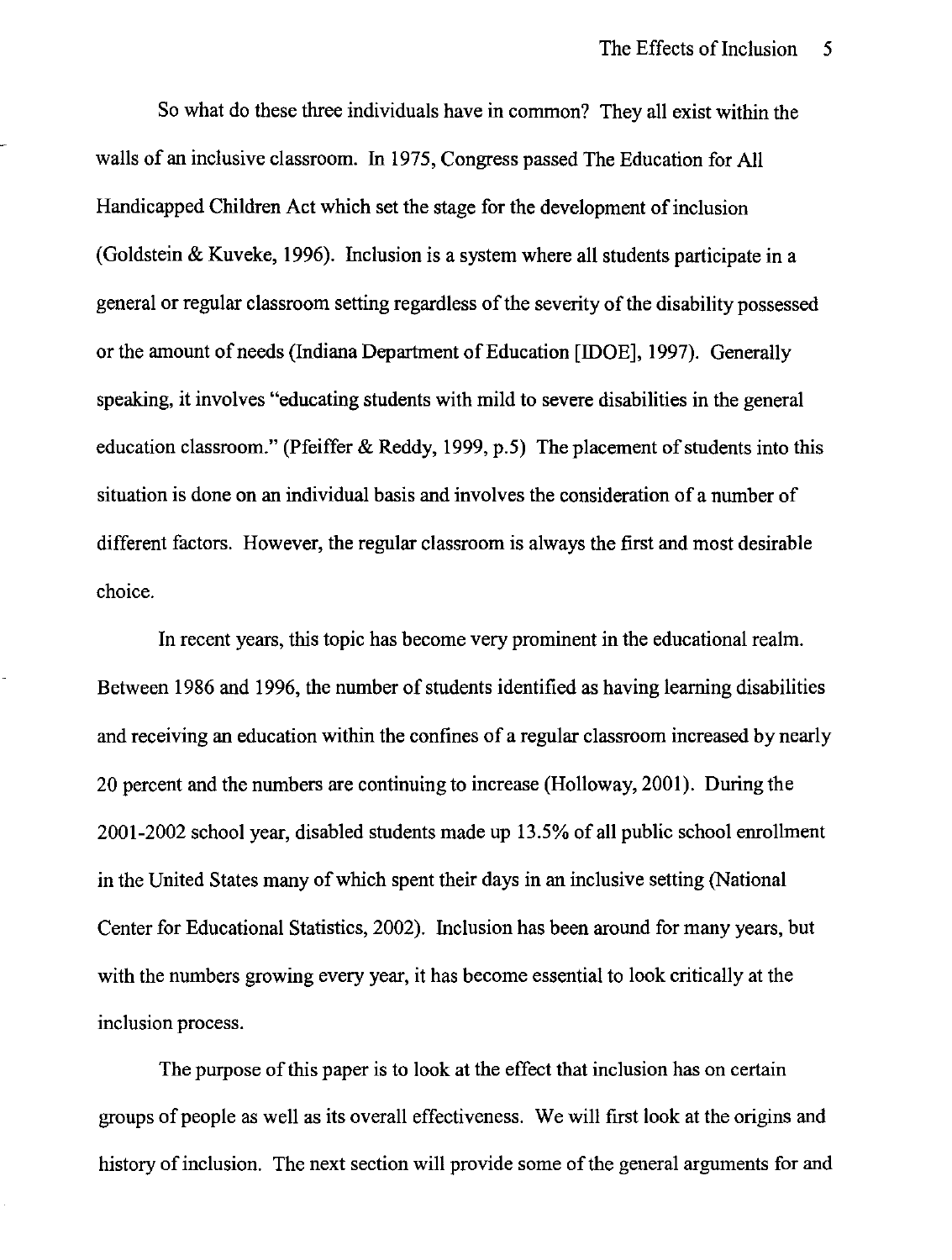So what do these three individuals have in common? They all exist within the walls of an inclusive classroom. In 1975, Congress passed The Education for All Handicapped Children Act which set the stage for the development of inclusion (Goldstein & Kuveke, 1996). Inclusion is a system where all students participate in a general or regular classroom setting regardless of the severity of the disability possessed or the amount of needs (Indiana Department of Education [IDOE], 1997). Generally speaking, it involves "educating students with mild to severe disabilities in the general education classroom." (Pfeiffer & Reddy, 1999, p.5) The placement of students into this situation is done on an individual basis and involves the consideration of a number of different factors. However, the regular classroom is always the first and most desirable choice.

In recent years, this topic has become very prominent in the educational realm. Between 1986 and 1996, the number of students identified as having learning disabilities and receiving an education within the confines of a regular classroom increased by nearly 20 percent and the numbers are continuing to increase (Holloway, 2001). During the 2001-2002 school year, disabled students made up 13.5% of all public school enrollment in the United States many of which spent their days in an inclusive setting (National Center for Educational Statistics, 2002). Inclusion has been around for many years, but with the numbers growing every year, it has become essential to look critically at the inclusion process.

The purpose of this paper is to look at the effect that inclusion has on certain groups of people as well as its overall effectiveness. We will first look at the origins and history of inclusion. The next section will provide some of the general arguments for and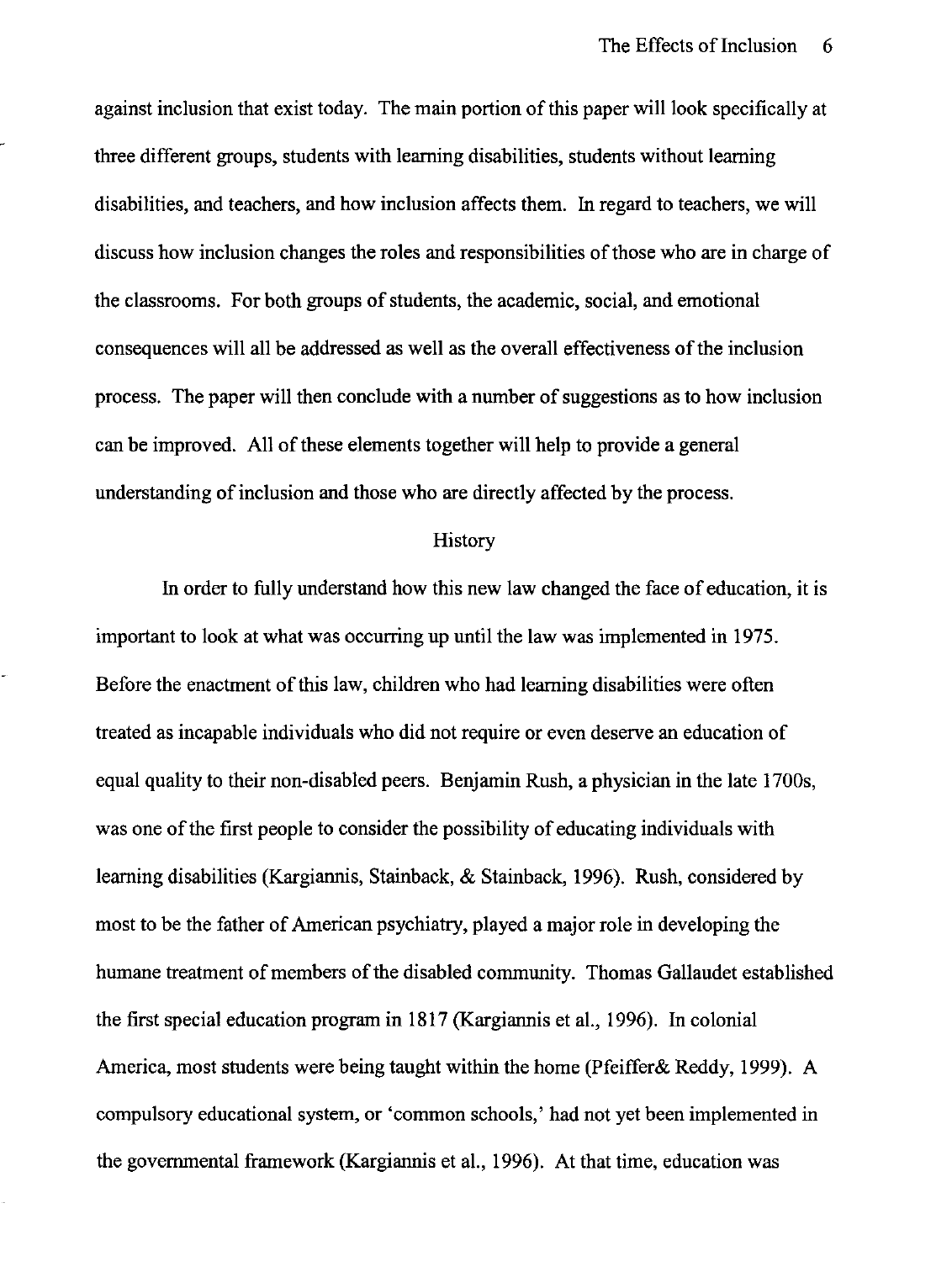against inclusion that exist today. The main portion of this paper will look specifically at three different groups, students with learning disabilities, students without learning disabilities, and teachers, and how inclusion affects them. In regard to teachers, we will discuss how inclusion changes the roles and responsibilities of those who are in charge of the classrooms. For both groups of students, the academic, social, and emotional consequences will all be addressed as well as the overall effectiveness of the inclusion process. The paper will then conclude with a number of suggestions as to how inclusion can be improved. All of these elements together will help to provide a general understanding of inclusion and those who are directly affected by the process.

## History

In order to fully understand how this new law changed the face of education, it is important to look at what was occurring up until the law was implemented in 1975. Before the enactment of this law, children who had learning disabilities were often treated as incapable individuals who did not require or even deserve an education of equal quality to their non-disabled peers. Benjamin Rush, a physician in the late 1700s, was one of the first people to consider the possibility of educating individuals with learning disabilities (Kargiannis, Stainback, & Stainback, 1996). Rush, considered by most to be the father of American psychiatry, played a major role in developing the humane treatment of members of the disabled community. Thomas Gallaudet established the first special education program in 1817 (Kargiannis et al., 1996). In colonial America, most students were being taught within the home (Pfeiffer& Reddy, 1999). A compulsory educational system, or 'common schools,' had not yet been implemented in the governmental framework (Kargiannis et al., 1996). At that time, education was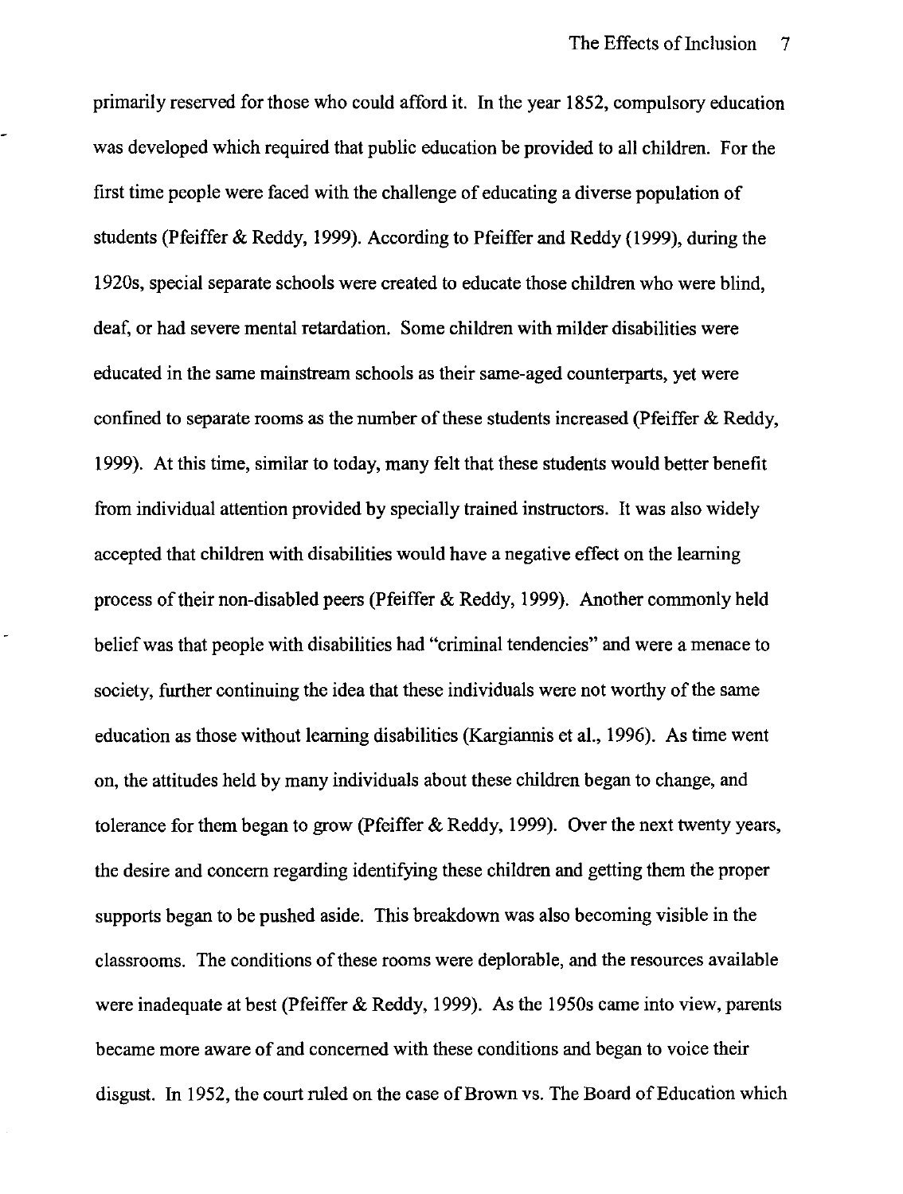primarily reserved for those who could afford it. In the year 1852, compulsory education was developed which required that public education be provided to all children. For the first time people were faced with the challenge of educating a diverse population of students (Pfeiffer & Reddy, 1999). According to Pfeiffer and Reddy (1999), during the 1920s, special separate schools were created to educate those children who were blind, deaf, or had severe mental retardation. Some children with milder disabilities were educated in the same mainstream schools as their same-aged counterparts, yet were confined to separate rooms as the number of these students increased (Pfeiffer & Reddy, 1999). At this time, similar to today, many felt that these students would better benefit from individual attention provided by specially trained instructors. It was also widely accepted that children with disabilities would have a negative effect on the learning process of their non-disabled peers (Pfeiffer & Reddy, 1999). Another commonly held belief was that people with disabilities had "criminal tendencies" and were a menace to society, further continuing the idea that these individuals were not worthy of the same education as those without learning disabilities (Kargiannis et al., 1996). As time went on, the attitudes held by many individuals about these children began to change, and tolerance for them began to grow (Pfeiffer & Reddy, 1999). Over the next twenty years, the desire and concern regarding identifying these children and getting them the proper supports began to be pushed aside. This breakdown was also becoming visible in the classrooms. The conditions of these rooms were deplorable, and the resources available were inadequate at best (Pfeiffer & Reddy, 1999). As the 1950s came into view, parents became more aware of and concerned with these conditions and began to voice their disgust. In 1952, the court ruled on the case of Brown vs. The Board of Education which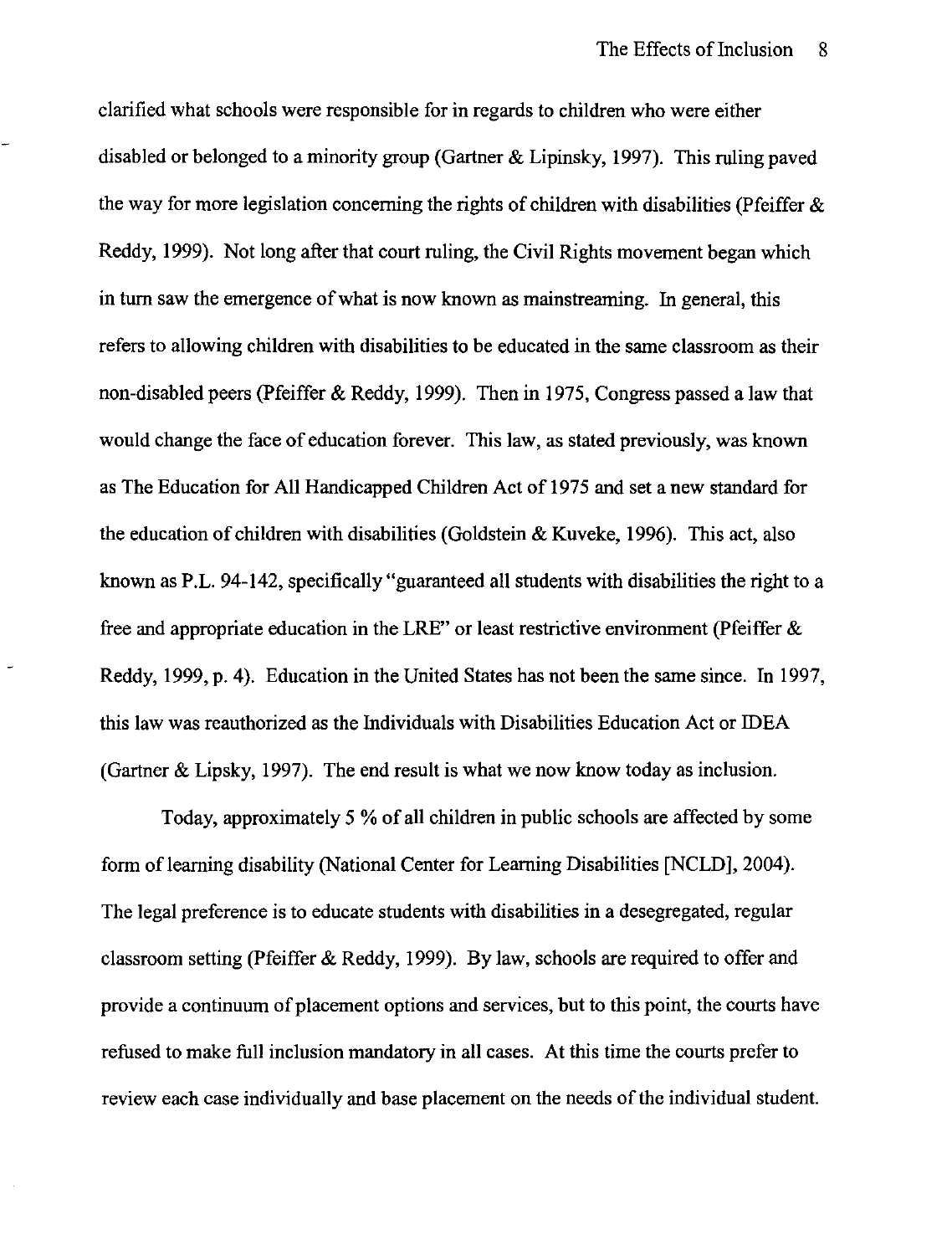clarified what schools were responsible for in regards to children who were either disabled or belonged to a minority group (Gartner & Lipinsky, 1997). This ruling paved the way for more legislation concerning the rights of children with disabilities (Pfeiffer & Reddy, 1999). Not long after that court ruling, the Civil Rights movement began which in turn saw the emergence of what is now known as mainstreaming. In general, this refers to allowing children with disabilities to be educated in the same classroom as their non-disabled peers (Pfeiffer & Reddy, 1999). Then in 1975, Congress passed a law that would change the face of education forever. This law, as stated previously, was known as The Education for All Handicapped Children Act of 1975 and set a new standard for the education of children with disabilities (Goldstein & Kuveke, 1996). This act, also known as P.L. 94-142, specifically "guaranteed all students with disabilities the right to a free and appropriate education in the LRE" or least restrictive environment (Pfeiffer & Reddy, 1999, p. 4). Education in the United States has not been the same since. In 1997, this law was reauthorized as the Individuals with Disabilities Education Act or IDEA (Gartner & Lipsky, 1997). The end result is what we now know today as inclusion.

Today, approximately 5 % of all children in public schools are affected by some form of learning disability (National Center for Learning Disabilities [NCLD], 2004). The legal preference is to educate students with disabilities in a desegregated, regular classroom setting (Pfeiffer & Reddy, 1999). By law, schools are required to offer and provide a continuum of placement options and services, but to this point, the courts have refused to make full inclusion mandatory in all cases. At this time the courts prefer to review each case individually and base placement on the needs of the individual student.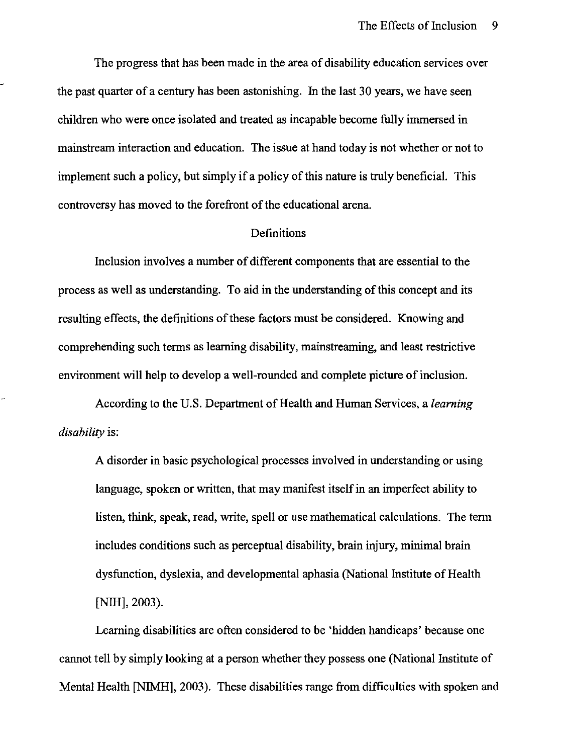The progress that has been made in the area of disability education services over the past quarter of a century has been astonishing. In the last 30 years, we have seen children who were once isolated and treated as incapable become fully immersed in mainstream interaction and education. The issue at hand today is not whether or not to implement such a policy, but simply if a policy of this nature is truly beneficial. This controversy has moved to the forefront of the educational arena.

## Definitions

Inclusion involves a number of different components that are essential to the process as well as understanding. To aid in the understanding of this concept and its resulting effects, the definitions of these factors must be considered. Knowing and comprehending such terms as learning disability, mainstreaming, and least restrictive environment will help to develop a well-rounded and complete picture of inclusion.

According to the U.S. Department of Health and Human Services, a *learning disability* is:

> A disorder in basic psychological processes involved in understanding or using language, spoken or written, that may manifest itself in an imperfect ability to listen, think, speak, read, write, spell or use mathematical calculations. The term includes conditions such as perceptual disability, brain injury, minimal brain dysfunction, dyslexia, and developmental aphasia (National Institute of Health [NIH], 2003).

Learning disabilities are often considered to be 'hidden handicaps' because one cannot tell by simply looking at a person whether they possess one (National Institute of Mental Health [NIMH], 2003). These disabilities range from difficulties with spoken and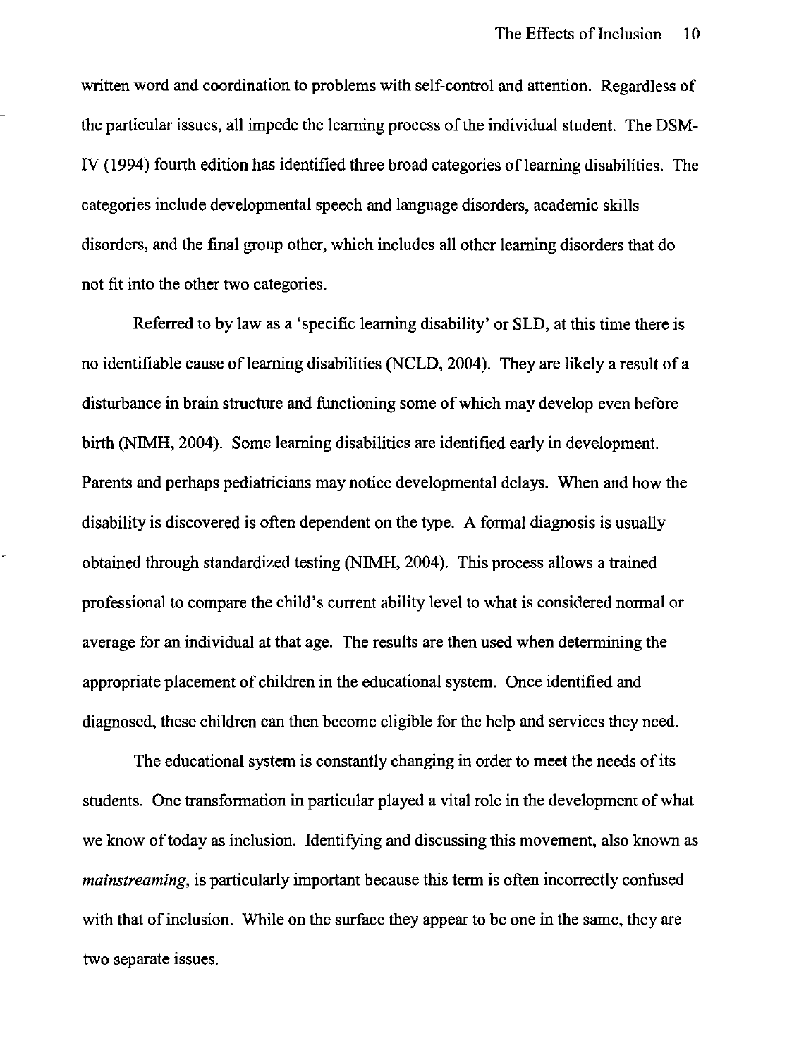written word and coordination to problems with self-control and attention. Regardless of the particular issues, all impede the learning process of the individual student. The DSM-IV (1994) fourth edition has identified three broad categories of learning disabilities. The categories include developmental speech and language disorders, academic skills disorders, and the final group other, which includes all other learning disorders that do not fit into the other two categories.

Referred to by law as a 'specific learning disability' or SLD, at this time there is no identifiable cause of learning disabilities (NCLD, 2004). They are likely a result of a disturbance in brain structure and functioning some of which may develop even before birth (NIMH, 2004). Some learning disabilities are identified early in development. Parents and perhaps pediatricians may notice developmental delays. When and how the disability is discovered is often dependent on the type. A formal diagnosis is usually obtained through standardized testing (NIMH, 2004). This process allows a trained professional to compare the child's current ability level to what is considered normal or average for an individual at that age. The results are then used when determining the appropriate placement of children in the educational system. Once identified and diagnosed, these children can then become eligible for the help and services they need.

The educational system is constantly changing in order to meet the needs of its students. One transformation in particular played a vital role in the development of what we know of today as inclusion. Identifying and discussing this movement, also known as *mainstreaming*, is particularly important because this term is often incorrectly confused with that of inclusion. While on the surface they appear to be one in the same, they are two separate issues.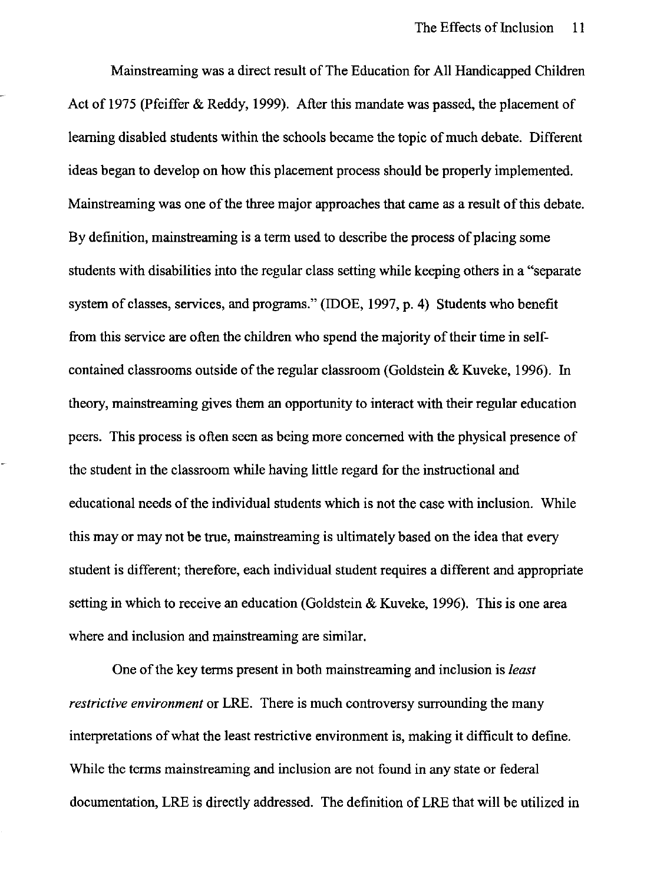Mainstreaming was a direct result of The Education for All Handicapped Children Act of 1975 (Pfeiffer & Reddy, 1999). After this mandate was passed, the placement of learning disabled students within the schools became the topic of much debate. Different ideas began to develop on how this placement process should be properly implemented. Mainstreaming was one of the three major approaches that came as a result of this debate. By definition, mainstreaming is a term used to describe the process of placing some students with disabilities into the regular class setting while keeping others in a "separate system of classes, services, and programs." (IDOE, 1997, p. 4) Students who benefit from this service are often the children who spend the majority of their time in self-contained classrooms outside of the regular classroom (Goldstein & Kuveke, 1996). In theory, mainstreaming gives them an opportunity to interact with their regular education peers. This process is often seen as being more concerned with the physical presence of the student in the classroom while having little regard for the instructional and educational needs of the individual students which is not the case with inclusion. While this may or may not be true, mainstreaming is ultimately based on the idea that every student is different; therefore, each individual student requires a different and appropriate setting in which to receive an education (Goldstein & Kuveke, 1996). This is one area where and inclusion and mainstreaming are similar.

One of the key terms present in both mainstreaming and inclusion is *least restrictive environment* or LRE. There is much controversy surrounding the many interpretations of what the least restrictive environment is, making it difficult to define. While the terms mainstreaming and inclusion are not found in any state or federal documentation, LRE is directly addressed. The definition of LRE that will be utilized in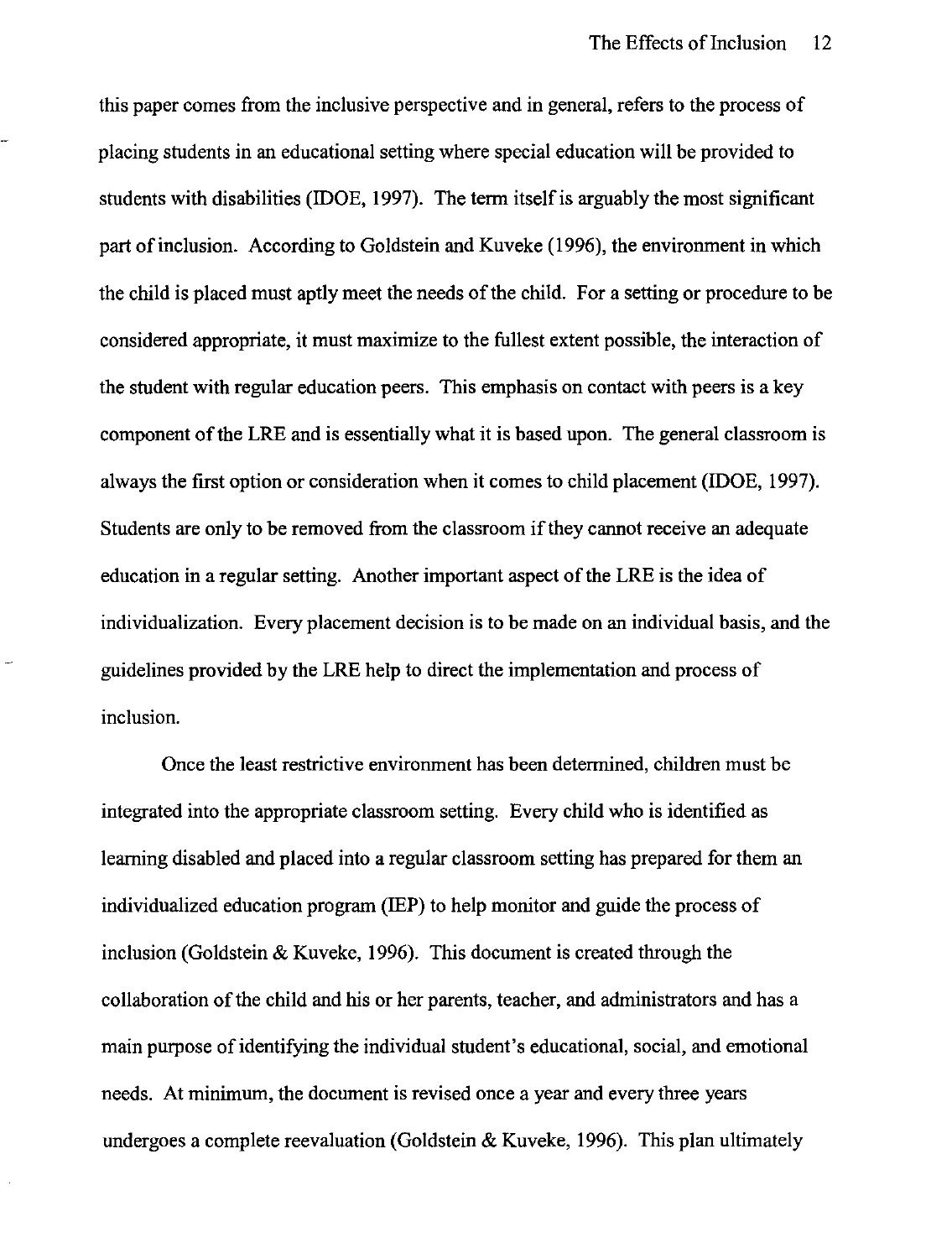this paper comes from the inclusive perspective and in general, refers to the process of placing students in an educational setting where special education will be provided to students with disabilities (IDOE, 1997). The term itself is arguably the most significant part of inclusion. According to Goldstein and Kuveke (1996), the environment in which the child is placed must aptly meet the needs of the child. For a setting or procedure to be considered appropriate, it must maximize to the fullest extent possible, the interaction of the student with regular education peers. This emphasis on contact with peers is a key component of the LRE and is essentially what it is based upon. The general classroom is always the first option or consideration when it comes to child placement (IDOE, 1997). Students are only to be removed from the classroom if they cannot receive an adequate education in a regular setting. Another important aspect of the LRE is the idea of individualization. Every placement decision is to be made on an individual basis, and the guidelines provided by the LRE help to direct the implementation and process of inclusion.

Once the least restrictive environment has been determined, children must be integrated into the appropriate classroom setting. Every child who is identified as learning disabled and placed into a regular classroom setting has prepared for them an individualized education program (IEP) to help monitor and guide the process of inclusion (Goldstein & Kuveke, 1996). This document is created through the collaboration of the child and his or her parents, teacher, and administrators and has a main purpose of identifying the individual student's educational, social, and emotional needs. At minimum, the document is revised once a year and every three years undergoes a complete reevaluation (Goldstein & Kuveke, 1996). This plan ultimately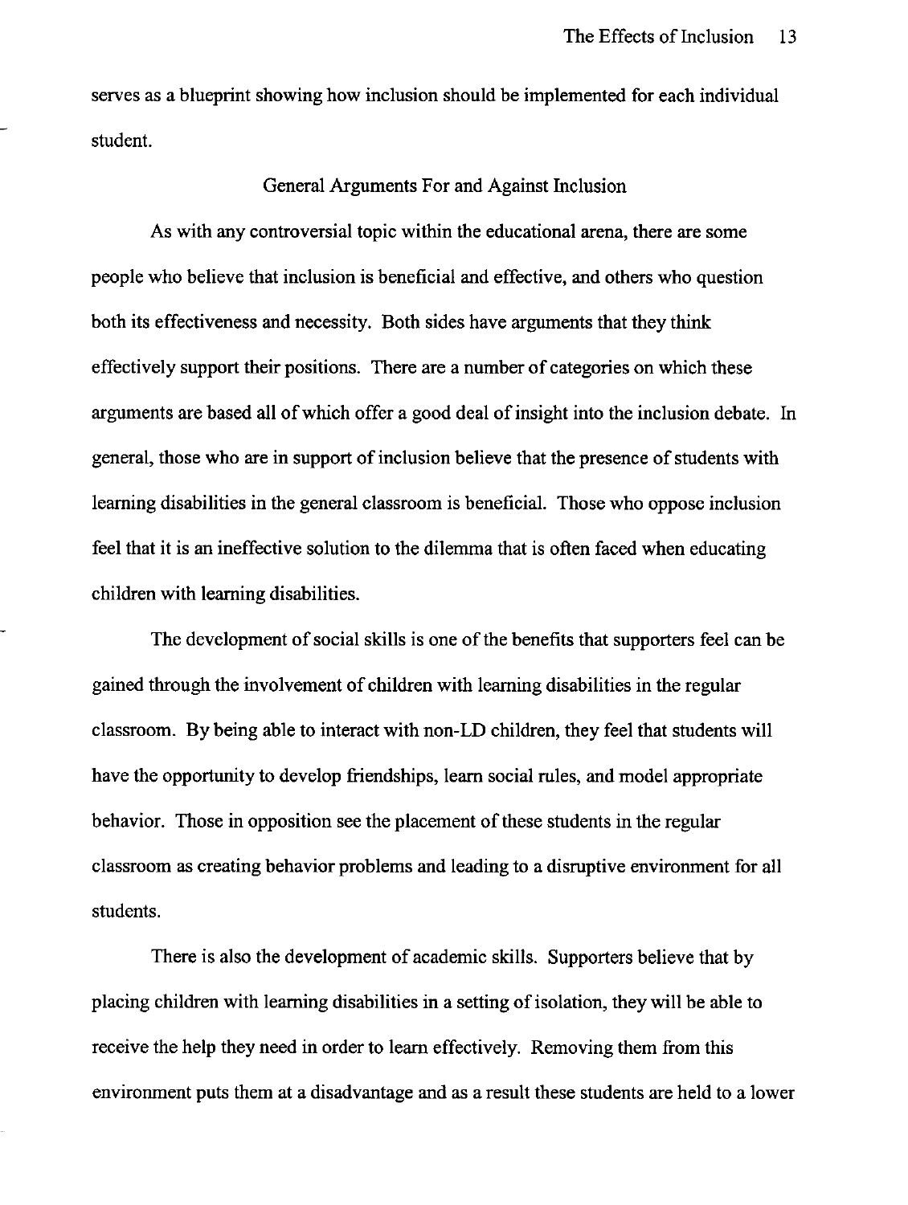serves as a blueprint showing how inclusion should be implemented for each individual student.

## General Arguments For and Against Inclusion

As with any controversial topic within the educational arena, there are some people who believe that inclusion is beneficial and effective, and others who question both its effectiveness and necessity. Both sides have arguments that they think effectively support their positions. There are a number of categories on which these arguments are based all of which offer a good deal of insight into the inclusion debate. In general, those who are in support of inclusion believe that the presence of students with learning disabilities in the general classroom is beneficial. Those who oppose inclusion feel that it is an ineffective solution to the dilemma that is often faced when educating children with learning disabilities.

The development of social skills is one of the benefits that supporters feel can be gained through the involvement of children with learning disabilities in the regular classroom. By being able to interact with non-LD children, they feel that students will have the opportunity to develop friendships, learn social rules, and model appropriate behavior. Those in opposition see the placement of these students in the regular classroom as creating behavior problems and leading to a disruptive environment for all students.

There is also the development of academic skills. Supporters believe that by placing children with learning disabilities in a setting of isolation, they will be able to receive the help they need in order to learn effectively. Removing them from this environment puts them at a disadvantage and as a result these students are held to a lower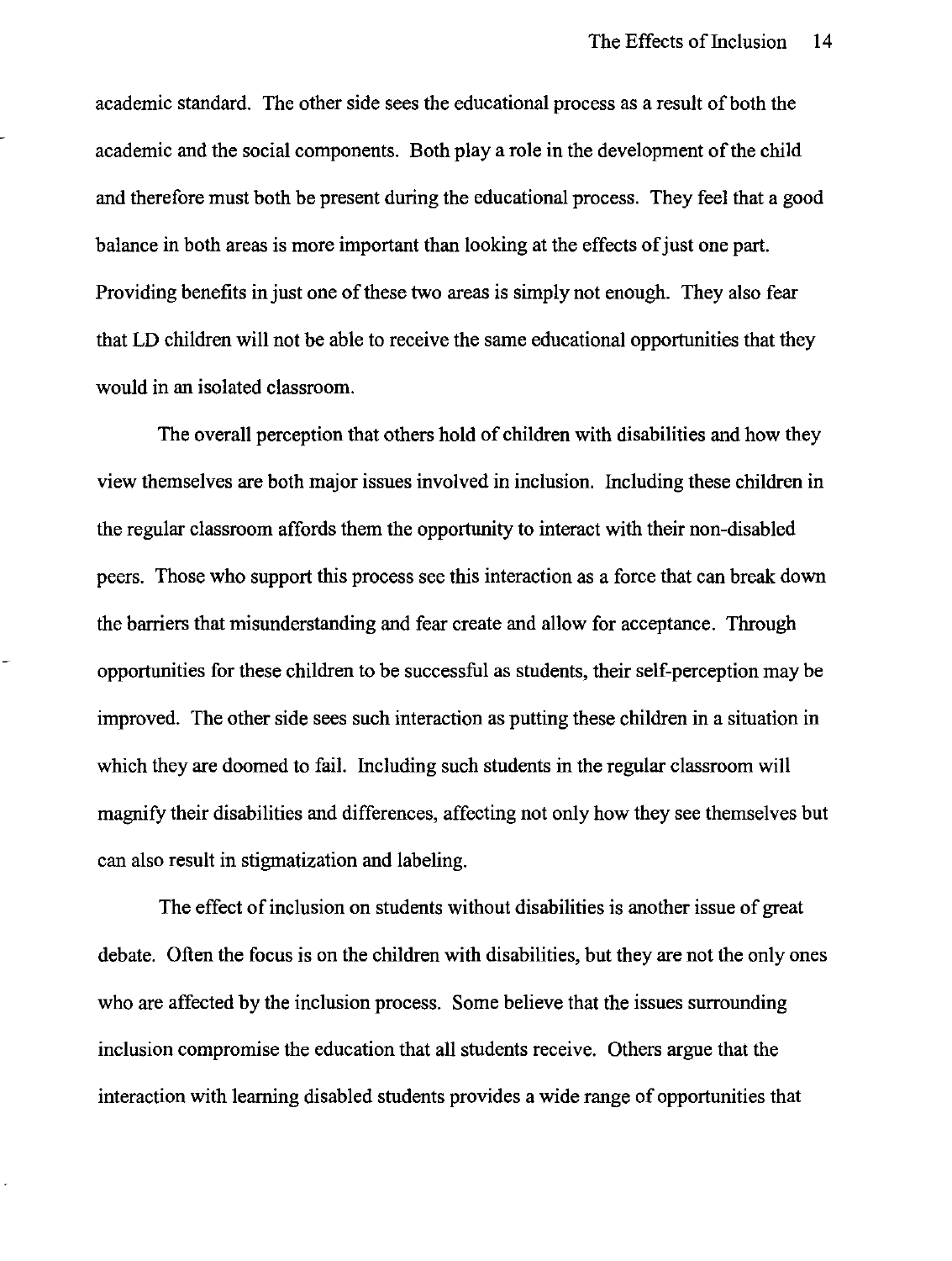academic standard. The other side sees the educational process as a result of both the academic and the social components. Both play a role in the development of the child and therefore must both be present during the educational process. They feel that a good balance in both areas is more important than looking at the effects of just one part. Providing benefits in just one of these two areas is simply not enough. They also fear that LD children will not be able to receive the same educational opportunities that they would in an isolated classroom.

The overall perception that others hold of children with disabilities and how they view themselves are both major issues involved in inclusion. Including these children in the regular classroom affords them the opportunity to interact with their non-disabled peers. Those who support this process see this interaction as a force that can break down the barriers that misunderstanding and fear create and allow for acceptance. Through opportunities for these children to be successful as students, their self-perception may be improved. The other side sees such interaction as putting these children in a situation in which they are doomed to fail. Including such students in the regular classroom will magnify their disabilities and differences, affecting not only how they see themselves but can also result in stigmatization and labeling.

The effect of inclusion on students without disabilities is another issue of great debate. Often the focus is on the children with disabilities, but they are not the only ones who are affected by the inclusion process. Some believe that the issues surrounding inclusion compromise the education that all students receive. Others argue that the interaction with learning disabled students provides a wide range of opportunities that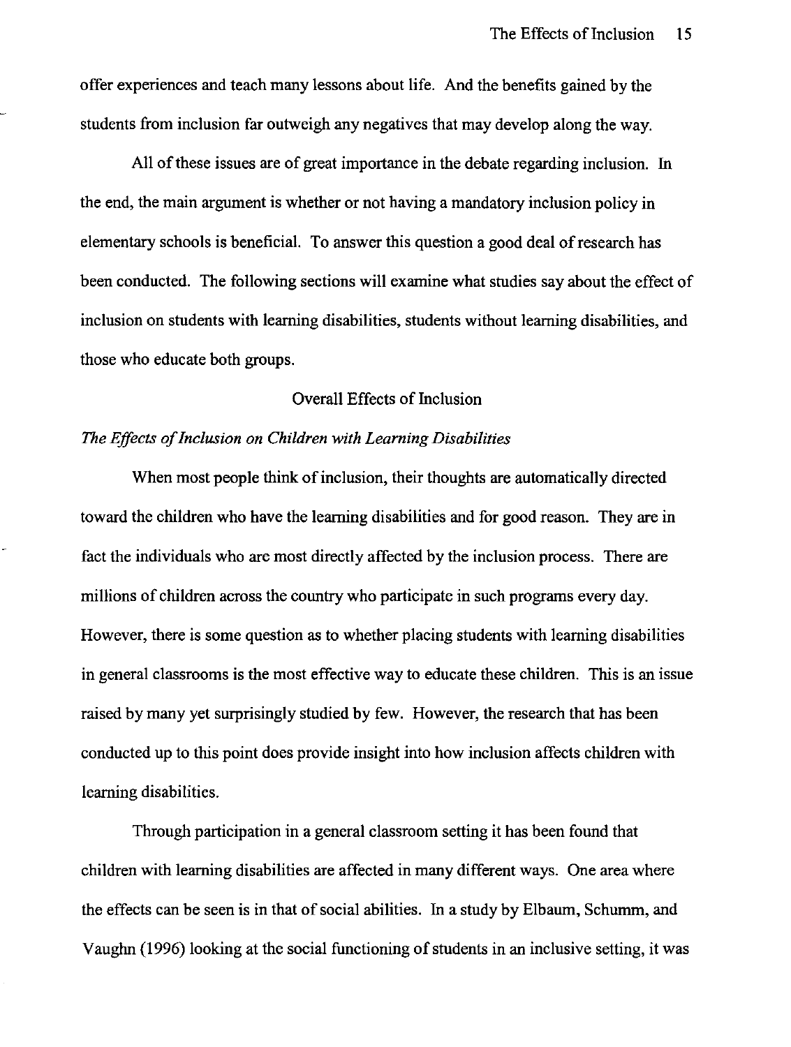offer experiences and teach many lessons about life. And the benefits gained by the students from inclusion far outweigh any negatives that may develop along the way.

All of these issues are of great importance in the debate regarding inclusion. In the end, the main argument is whether or not having a mandatory inclusion policy in elementary schools is beneficial. To answer this question a good deal of research has been conducted. The following sections will examine what studies say about the effect of inclusion on students with learning disabilities, students without learning disabilities, and those who educate both groups.

## Overall Effects of Inclusion

### *The Effects of Inclusion on Children with Learning Disabilities*

When most people think of inclusion, their thoughts are automatically directed toward the children who have the learning disabilities and for good reason. They are in fact the individuals who are most directly affected by the inclusion process. There are millions of children across the country who participate in such programs every day. However, there is some question as to whether placing students with learning disabilities in general classrooms is the most effective way to educate these children. This is an issue raised by many yet surprisingly studied by few. However, the research that has been conducted up to this point does provide insight into how inclusion affects children with learning disabilities.

Through participation in a general classroom setting it has been found that children with learning disabilities are affected in many different ways. One area where the effects can be seen is in that of social abilities. In a study by Elbaum, Schumm, and Vaughn (1996) looking at the social functioning of students in an inclusive setting, it was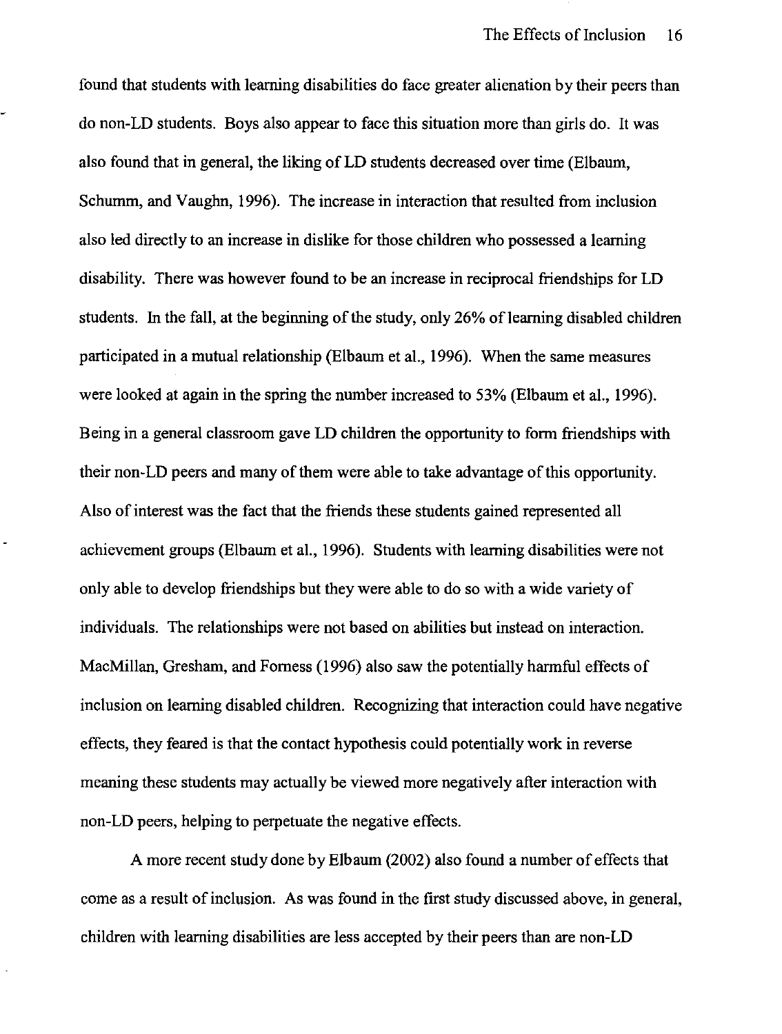found that students with learning disabilities do face greater alienation by their peers than do non-LD students. Boys also appear to face this situation more than girls do. It was also found that in general, the liking of LD students decreased over time (Elbaum, Schumm, and Vaughn, 1996). The increase in interaction that resulted from inclusion also led directly to an increase in dislike for those children who possessed a learning disability. There was however found to be an increase in reciprocal friendships for LD students. In the fall, at the beginning of the study, only 26% of learning disabled children participated in a mutual relationship (Elbaum et al., 1996). When the same measures were looked at again in the spring the number increased to 53% (Elbaum et al., 1996). Being in a general classroom gave LD children the opportunity to form friendships with their non-LD peers and many of them were able to take advantage of this opportunity. Also of interest was the fact that the friends these students gained represented all achievement groups (Elbaum et al., 1996). Students with learning disabilities were not only able to develop friendships but they were able to do so with a wide variety of individuals. The relationships were not based on abilities but instead on interaction. MacMillan, Gresham, and Forness (1996) also saw the potentially harmful effects of inclusion on learning disabled children. Recognizing that interaction could have negative effects, they feared is that the contact hypothesis could potentially work in reverse meaning these students may actually be viewed more negatively after interaction with non-LD peers, helping to perpetuate the negative effects.

A more recent study done by Elbaum (2002) also found a number of effects that come as a result of inclusion. As was found in the first study discussed above, in general, children with learning disabilities are less accepted by their peers than are non-LD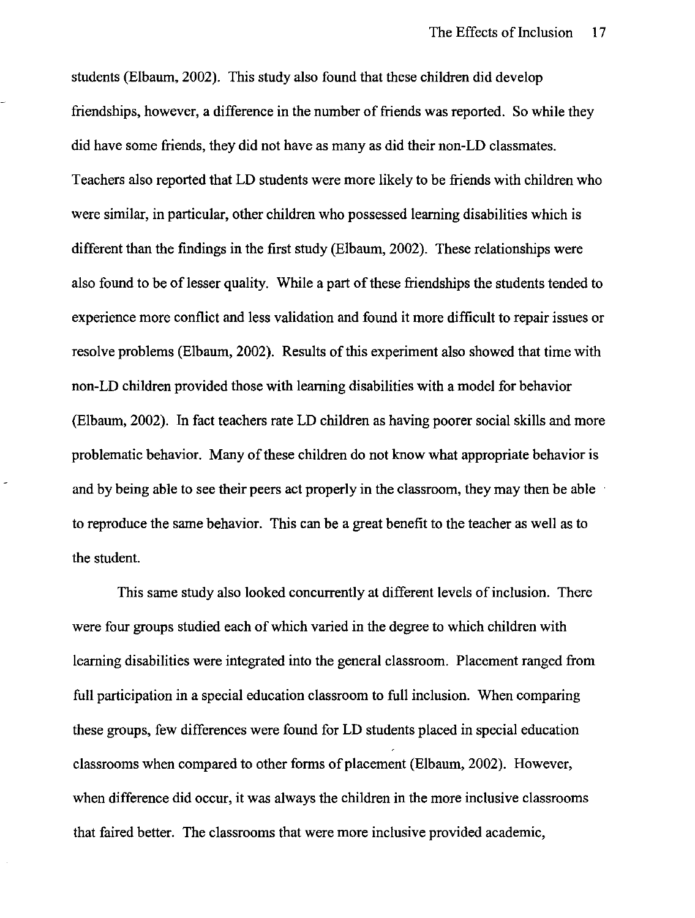students (Elbaum, 2002). This study also found that these children did develop friendships, however, a difference in the number of friends was reported. So while they did have some friends, they did not have as many as did their non-LD classmates. Teachers also reported that LD students were more likely to be friends with children who were similar, in particular, other children who possessed learning disabilities which is different than the findings in the first study (Elbaum, 2002). These relationships were also found to be of lesser quality. While a part of these friendships the students tended to experience more conflict and less validation and found it more difficult to repair issues or resolve problems (Elbaum, 2002). Results of this experiment also showed that time with non-LD children provided those with learning disabilities with a model for behavior (Elbaum, 2002). In fact teachers rate LD children as having poorer social skills and more problematic behavior. Many of these children do not know what appropriate behavior is and by being able to see their peers act properly in the classroom, they may then be able to reproduce the same behavior. This can be a great benefit to the teacher as well as to the student.

This same study also looked concurrently at different levels of inclusion. There were four groups studied each of which varied in the degree to which children with learning disabilities were integrated into the general classroom. Placement ranged from full participation in a special education classroom to full inclusion. When comparing these groups, few differences were found for LD students placed in special education classrooms when compared to other forms of placement (Elbaum, 2002). However, when difference did occur, it was always the children in the more inclusive classrooms that faired better. The classrooms that were more inclusive provided academic,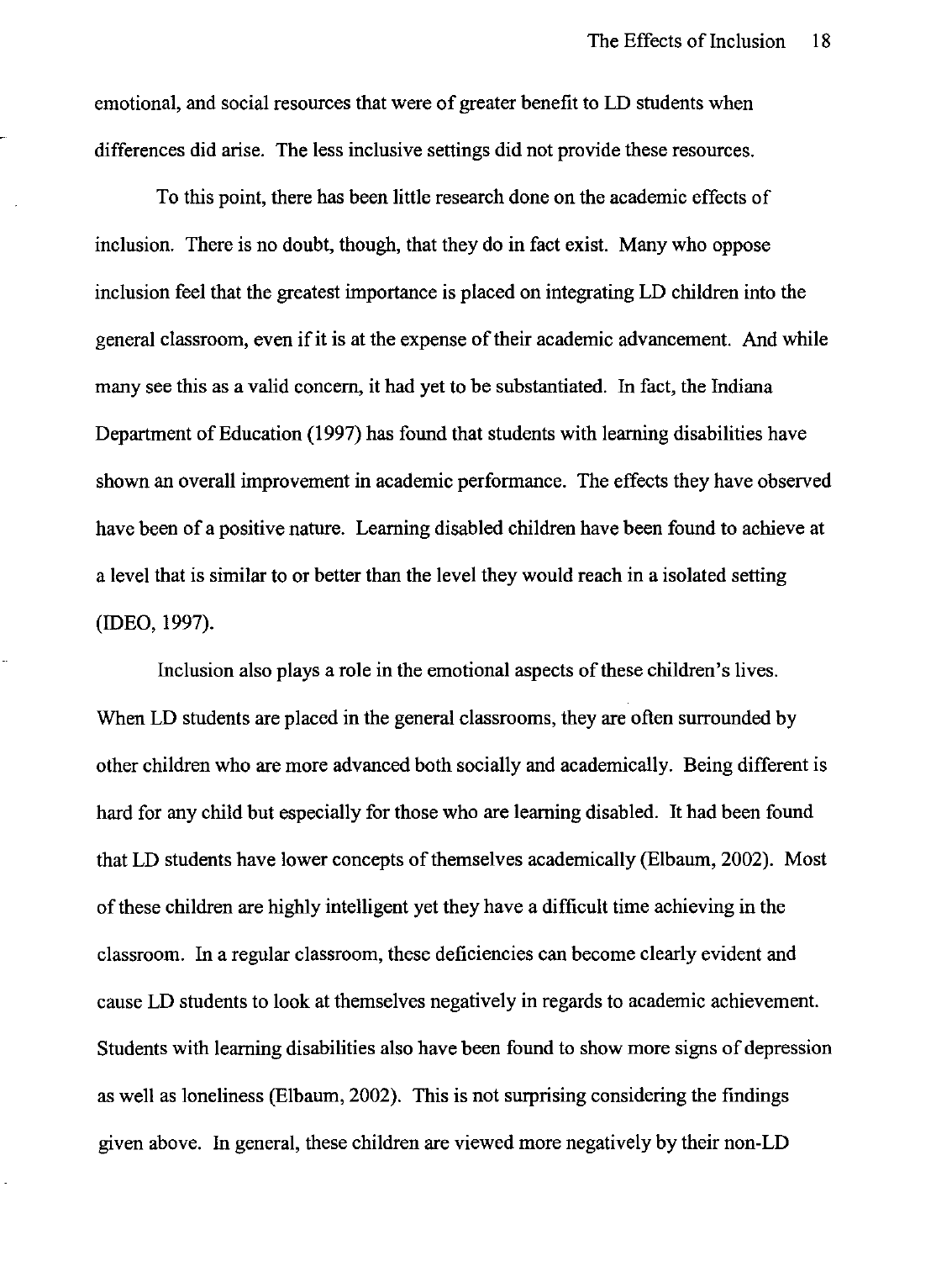emotional, and social resources that were of greater benefit to LD students when differences did arise. The less inclusive settings did not provide these resources.

To this point, there has been little research done on the academic effects of inclusion. There is no doubt, though, that they do in fact exist. Many who oppose inclusion feel that the greatest importance is placed on integrating LD children into the general classroom, even if it is at the expense of their academic advancement. And while many see this as a valid concern, it had yet to be substantiated. In fact, the Indiana Department of Education (1997) has found that students with learning disabilities have shown an overall improvement in academic performance. The effects they have observed have been of a positive nature. Learning disabled children have been found to achieve at a level that is similar to or better than the level they would reach in a isolated setting (IDEO, 1997).

Inclusion also plays a role in the emotional aspects of these children's lives. When LD students are placed in the general classrooms, they are often surrounded by other children who are more advanced both socially and academically. Being different is hard for any child but especially for those who are learning disabled. It had been found that LD students have lower concepts of themselves academically (Elbaum, 2002). Most of these children are highly intelligent yet they have a difficult time achieving in the classroom. In a regular classroom, these deficiencies can become clearly evident and cause LD students to look at themselves negatively in regards to academic achievement. Students with learning disabilities also have been found to show more signs of depression as well as loneliness (Elbaum, 2002). This is not surprising considering the findings given above. In general, these children are viewed more negatively by their non-LD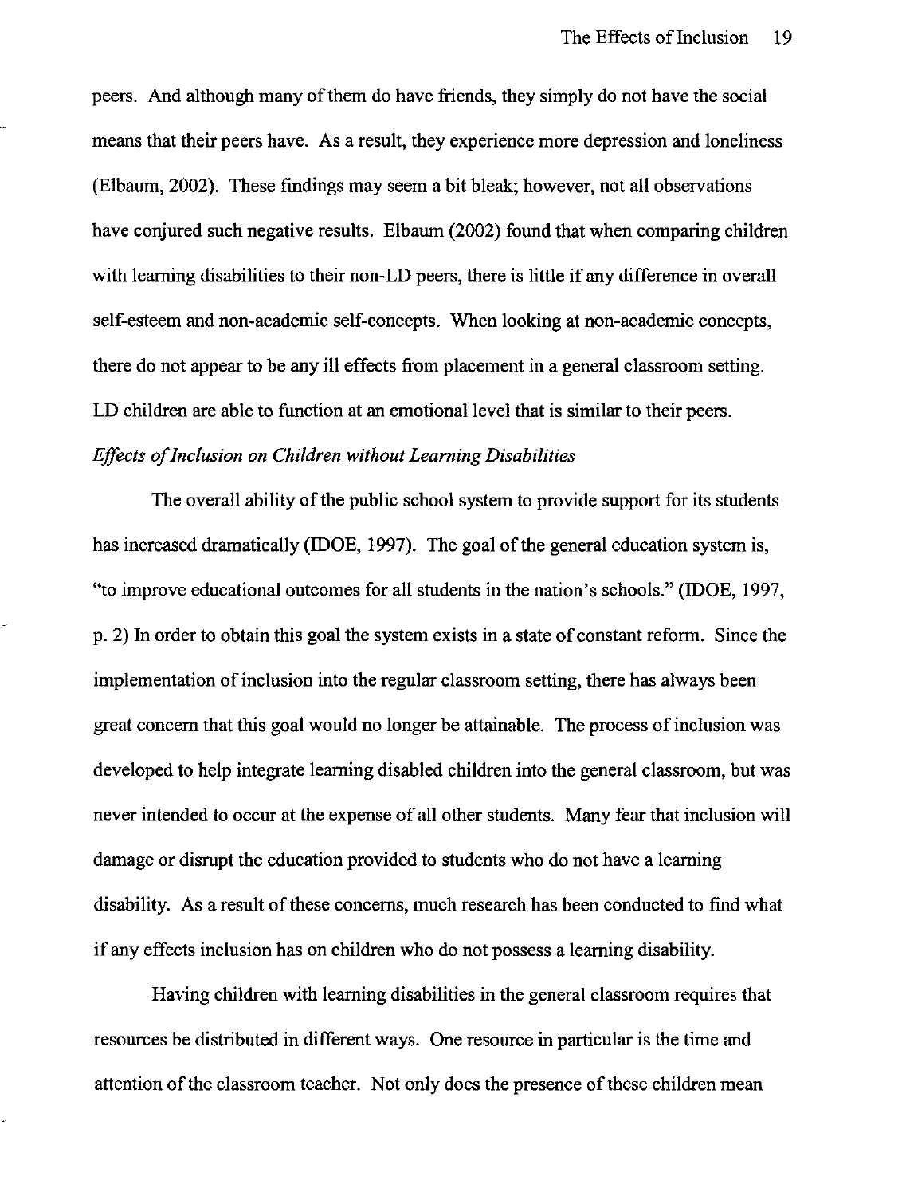peers. And although many of them do have friends, they simply do not have the social means that their peers have. As a result, they experience more depression and loneliness (Elbaum, 2002). These findings may seem a bit bleak; however, not all observations have conjured such negative results. Elbaum (2002) found that when comparing children with learning disabilities to their non-LD peers, there is little if any difference in overall self-esteem and non-academic self-concepts. When looking at non-academic concepts, there do not appear to be any ill effects from placement in a general classroom setting. LD children are able to function at an emotional level that is similar to their peers.

### *Effects of Inclusion on Children without Learning Disabilities*

The overall ability of the public school system to provide support for its students has increased dramatically (IDOE, 1997). The goal of the general education system is, "to improve educational outcomes for all students in the nation's schools." (IDOE, 1997, p. 2) In order to obtain this goal the system exists in a state of constant reform. Since the implementation of inclusion into the regular classroom setting, there has always been great concern that this goal would no longer be attainable. The process of inclusion was developed to help integrate learning disabled children into the general classroom, but was never intended to occur at the expense of all other students. Many fear that inclusion will damage or disrupt the education provided to students who do not have a learning disability. As a result of these concerns, much research has been conducted to find what if any effects inclusion has on children who do not possess a learning disability.

Having children with learning disabilities in the general classroom requires that resources be distributed in different ways. One resource in particular is the time and attention of the classroom teacher. Not only does the presence of these children mean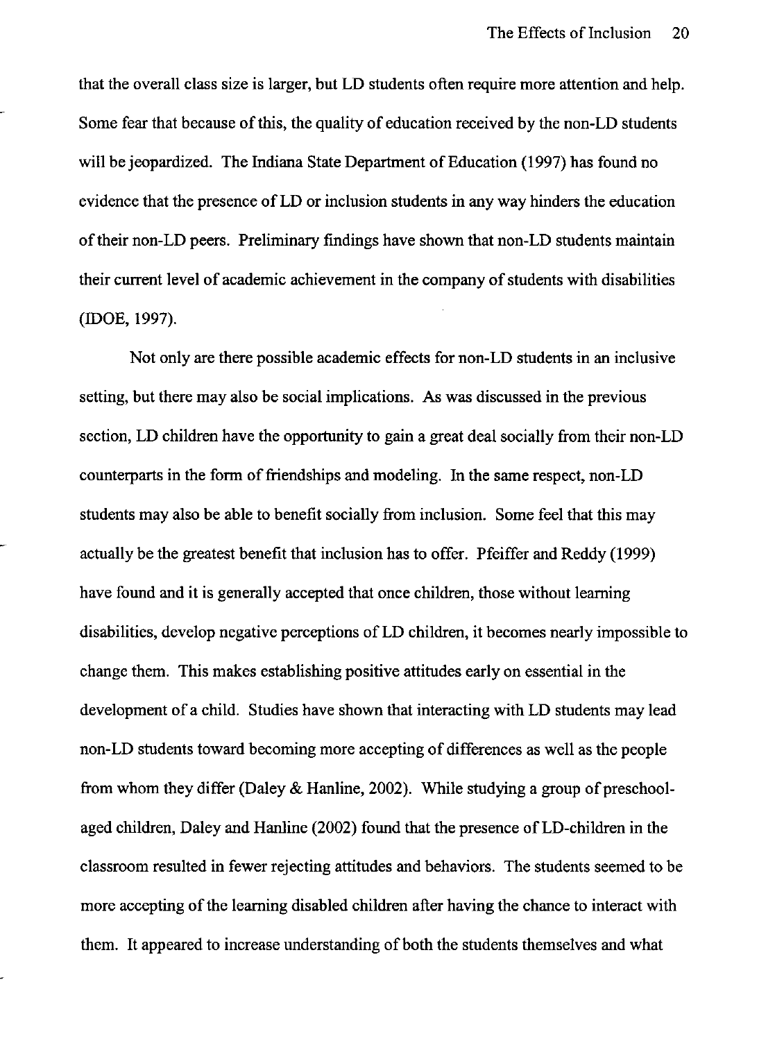that the overall class size is larger, but LD students often require more attention and help. Some fear that because of this, the quality of education received by the non-LD students will be jeopardized. The Indiana State Department of Education (1997) has found no evidence that the presence of LD or inclusion students in any way hinders the education of their non-LD peers. Preliminary findings have shown that non-LD students maintain their current level of academic achievement in the company of students with disabilities (IDOE, 1997).

Not only are there possible academic effects for non-LD students in an inclusive setting, but there may also be social implications. As was discussed in the previous section, LD children have the opportunity to gain a great deal socially from their non-LD counterparts in the form of friendships and modeling. In the same respect, non-LD students may also be able to benefit socially from inclusion. Some feel that this may actually be the greatest benefit that inclusion has to offer. Pfeiffer and Reddy (1999) have found and it is generally accepted that once children, those without learning disabilities, develop negative perceptions of LD children, it becomes nearly impossible to change them. This makes establishing positive attitudes early on essential in the development of a child. Studies have shown that interacting with LD students may lead non-LD students toward becoming more accepting of differences as well as the people from whom they differ (Daley & Hanline, 2002). While studying a group of preschool-aged children, Daley and Hanline (2002) found that the presence of LD-children in the classroom resulted in fewer rejecting attitudes and behaviors. The students seemed to be more accepting of the learning disabled children after having the chance to interact with them. It appeared to increase understanding of both the students themselves and what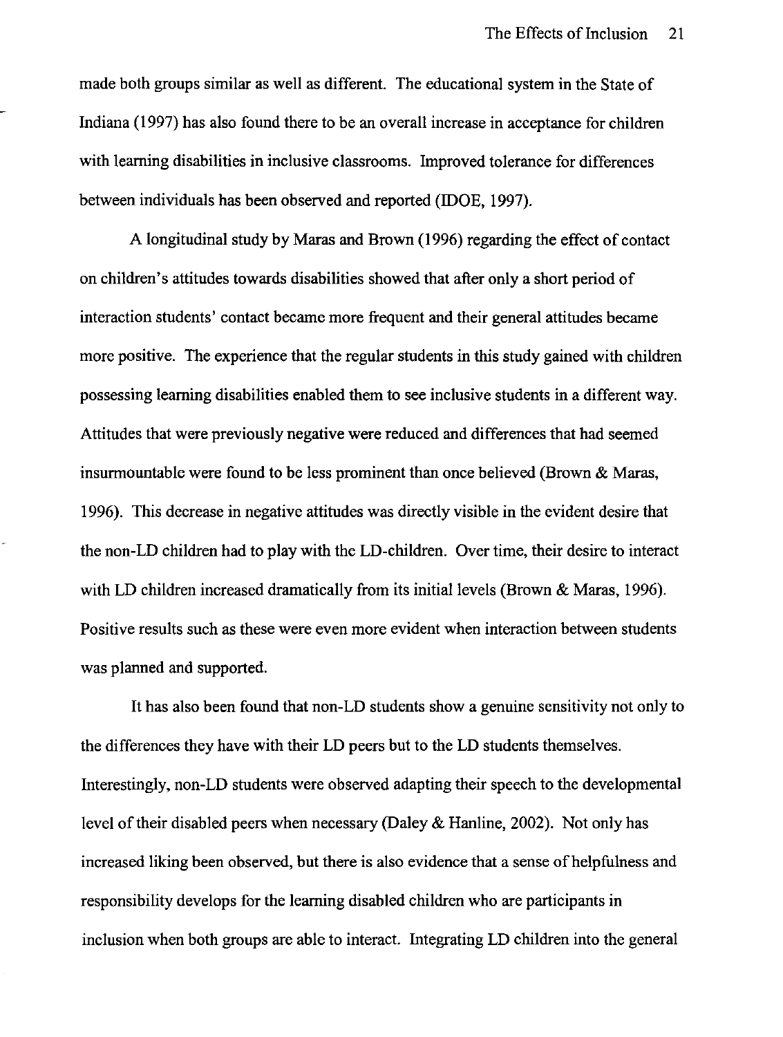made both groups similar as well as different. The educational system in the State of Indiana (1997) has also found there to be an overall increase in acceptance for children with learning disabilities in inclusive classrooms. Improved tolerance for differences between individuals has been observed and reported (IDOE, 1997).

A longitudinal study by Maras and Brown (1996) regarding the effect of contact on children's attitudes towards disabilities showed that after only a short period of interaction students' contact became more frequent and their general attitudes became more positive. The experience that the regular students in this study gained with children possessing learning disabilities enabled them to see inclusive students in a different way. Attitudes that were previously negative were reduced and differences that had seemed insurmountable were found to be less prominent than once believed (Brown & Maras, 1996). This decrease in negative attitudes was directly visible in the evident desire that the non-LD children had to play with the LD-children. Over time, their desire to interact with LD children increased dramatically from its initial levels (Brown & Maras, 1996). Positive results such as these were even more evident when interaction between students was planned and supported.

It has also been found that non-LD students show a genuine sensitivity not only to the differences they have with their LD peers but to the LD students themselves. Interestingly, non-LD students were observed adapting their speech to the developmental level of their disabled peers when necessary (Daley & Hanline, 2002). Not only has increased liking been observed, but there is also evidence that a sense of helpfulness and responsibility develops for the learning disabled children who are participants in inclusion when both groups are able to interact. Integrating LD children into the general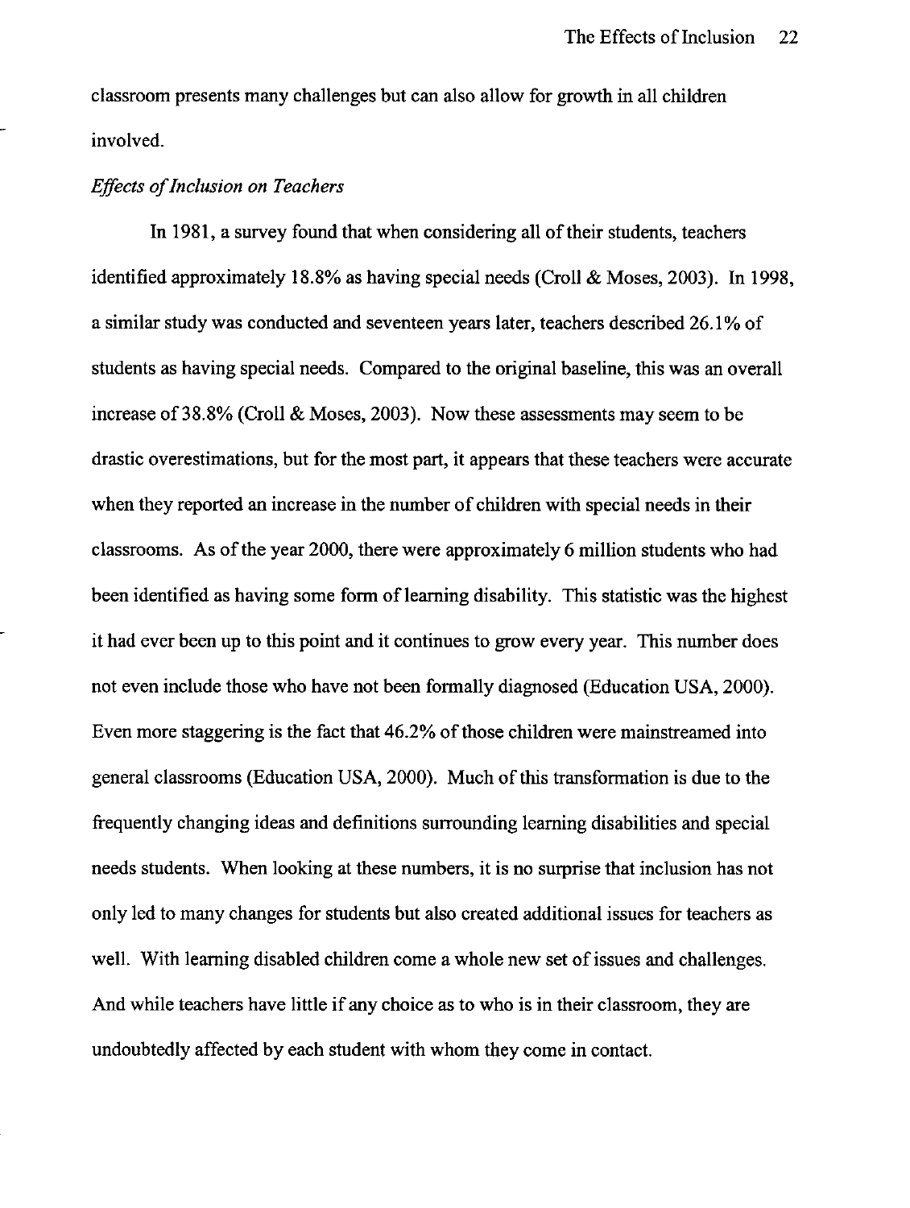classroom presents many challenges but can also allow for growth in all children involved.

*Effects of Inclusion on Teachers*

In 1981, a survey found that when considering all of their students, teachers identified approximately 18.8% as having special needs (Croll & Moses, 2003). In 1998, a similar study was conducted and seventeen years later, teachers described 26.1% of students as having special needs. Compared to the original baseline, this was an overall increase of 38.8% (Croll & Moses, 2003). Now these assessments may seem to be drastic overestimations, but for the most part, it appears that these teachers were accurate when they reported an increase in the number of children with special needs in their classrooms. As of the year 2000, there were approximately 6 million students who had been identified as having some form of learning disability. This statistic was the highest it had ever been up to this point and it continues to grow every year. This number does not even include those who have not been formally diagnosed (Education USA, 2000). Even more staggering is the fact that 46.2% of those children were mainstreamed into general classrooms (Education USA, 2000). Much of this transformation is due to the frequently changing ideas and definitions surrounding learning disabilities and special needs students. When looking at these numbers, it is no surprise that inclusion has not only led to many changes for students but also created additional issues for teachers as well. With learning disabled children come a whole new set of issues and challenges. And while teachers have little if any choice as to who is in their classroom, they are undoubtedly affected by each student with whom they come in contact.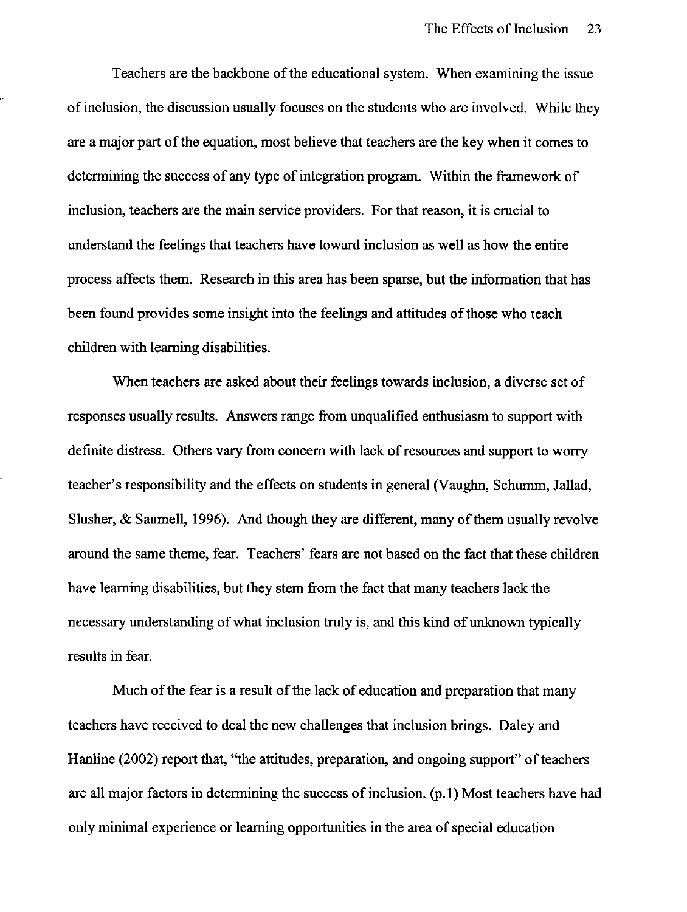Teachers are the backbone of the educational system. When examining the issue of inclusion, the discussion usually focuses on the students who are involved. While they are a major part of the equation, most believe that teachers are the key when it comes to determining the success of any type of integration program. Within the framework of inclusion, teachers are the main service providers. For that reason, it is crucial to understand the feelings that teachers have toward inclusion as well as how the entire process affects them. Research in this area has been sparse, but the information that has been found provides some insight into the feelings and attitudes of those who teach children with learning disabilities.

When teachers are asked about their feelings towards inclusion, a diverse set of responses usually results. Answers range from unqualified enthusiasm to support with definite distress. Others vary from concern with lack of resources and support to worry teacher's responsibility and the effects on students in general (Vaughn, Schumm, Jallad, Slusher, & Saumell, 1996). And though they are different, many of them usually revolve around the same theme, fear. Teachers' fears are not based on the fact that these children have learning disabilities, but they stem from the fact that many teachers lack the necessary understanding of what inclusion truly is, and this kind of unknown typically results in fear.

Much of the fear is a result of the lack of education and preparation that many teachers have received to deal the new challenges that inclusion brings. Daley and Hanline (2002) report that, "the attitudes, preparation, and ongoing support" of teachers are all major factors in determining the success of inclusion. (p.1) Most teachers have had only minimal experience or learning opportunities in the area of special education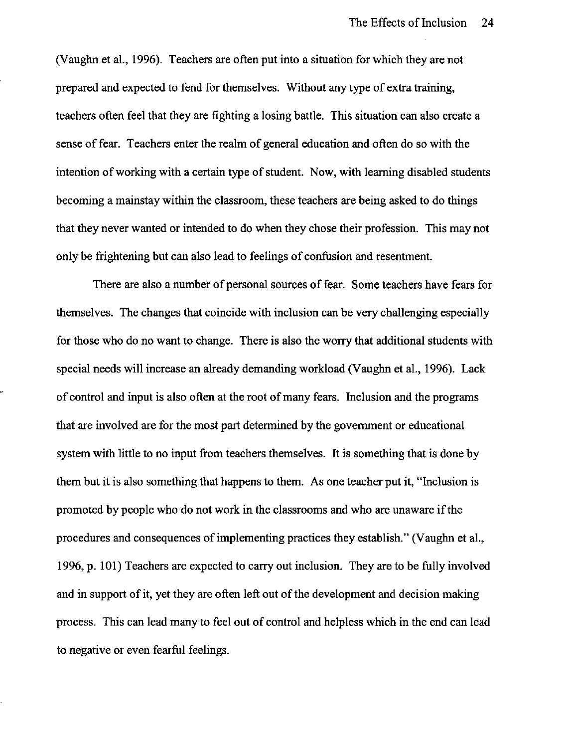(Vaughn et al., 1996). Teachers are often put into a situation for which they are not prepared and expected to fend for themselves. Without any type of extra training, teachers often feel that they are fighting a losing battle. This situation can also create a sense of fear. Teachers enter the realm of general education and often do so with the intention of working with a certain type of student. Now, with learning disabled students becoming a mainstay within the classroom, these teachers are being asked to do things that they never wanted or intended to do when they chose their profession. This may not only be frightening but can also lead to feelings of confusion and resentment.

There are also a number of personal sources of fear. Some teachers have fears for themselves. The changes that coincide with inclusion can be very challenging especially for those who do no want to change. There is also the worry that additional students with special needs will increase an already demanding workload (Vaughn et al., 1996). Lack of control and input is also often at the root of many fears. Inclusion and the programs that are involved are for the most part determined by the government or educational system with little to no input from teachers themselves. It is something that is done by them but it is also something that happens to them. As one teacher put it, "Inclusion is promoted by people who do not work in the classrooms and who are unaware if the procedures and consequences of implementing practices they establish." (Vaughn et al., 1996, p. 101) Teachers are expected to carry out inclusion. They are to be fully involved and in support of it, yet they are often left out of the development and decision making process. This can lead many to feel out of control and helpless which in the end can lead to negative or even fearful feelings.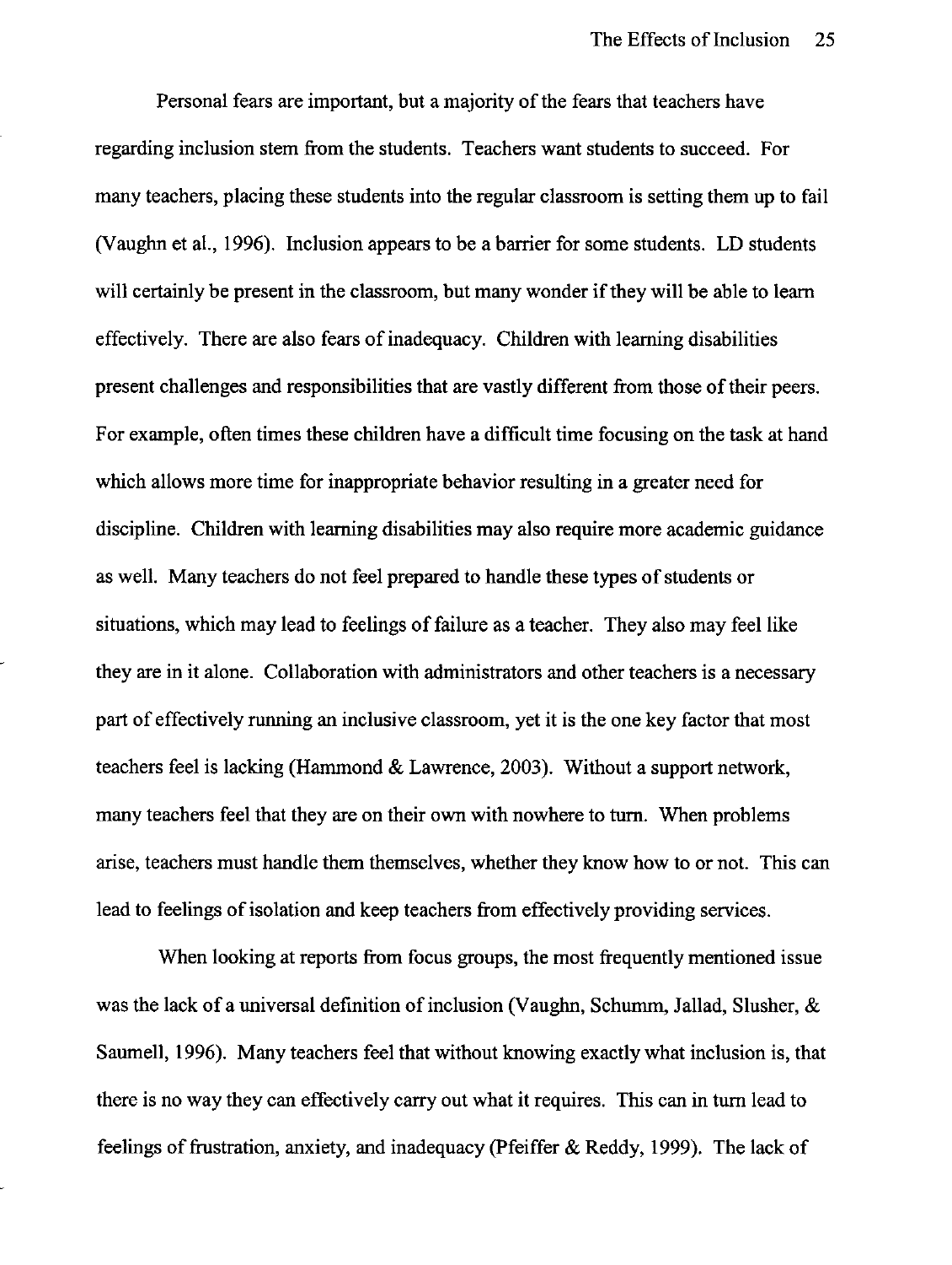Personal fears are important, but a majority of the fears that teachers have regarding inclusion stem from the students. Teachers want students to succeed. For many teachers, placing these students into the regular classroom is setting them up to fail (Vaughn et al., 1996). Inclusion appears to be a barrier for some students. LD students will certainly be present in the classroom, but many wonder if they will be able to learn effectively. There are also fears of inadequacy. Children with learning disabilities present challenges and responsibilities that are vastly different from those of their peers. For example, often times these children have a difficult time focusing on the task at hand which allows more time for inappropriate behavior resulting in a greater need for discipline. Children with learning disabilities may also require more academic guidance as well. Many teachers do not feel prepared to handle these types of students or situations, which may lead to feelings of failure as a teacher. They also may feel like they are in it alone. Collaboration with administrators and other teachers is a necessary part of effectively running an inclusive classroom, yet it is the one key factor that most teachers feel is lacking (Hammond & Lawrence, 2003). Without a support network, many teachers feel that they are on their own with nowhere to turn. When problems arise, teachers must handle them themselves, whether they know how to or not. This can lead to feelings of isolation and keep teachers from effectively providing services.

When looking at reports from focus groups, the most frequently mentioned issue was the lack of a universal definition of inclusion (Vaughn, Schumm, Jallad, Slusher, & Saumell, 1996). Many teachers feel that without knowing exactly what inclusion is, that there is no way they can effectively carry out what it requires. This can in turn lead to feelings of frustration, anxiety, and inadequacy (Pfeiffer & Reddy, 1999). The lack of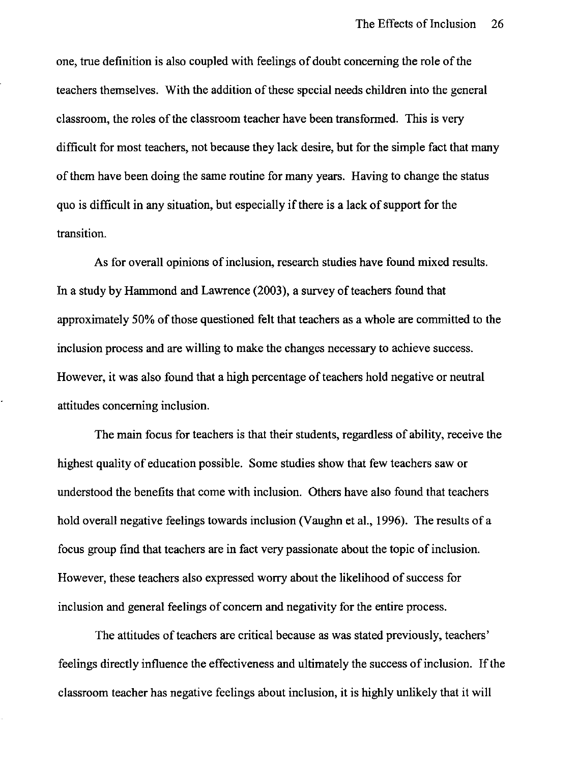one, true definition is also coupled with feelings of doubt concerning the role of the teachers themselves. With the addition of these special needs children into the general classroom, the roles of the classroom teacher have been transformed. This is very difficult for most teachers, not because they lack desire, but for the simple fact that many of them have been doing the same routine for many years. Having to change the status quo is difficult in any situation, but especially if there is a lack of support for the transition.

As for overall opinions of inclusion, research studies have found mixed results. In a study by Hammond and Lawrence (2003), a survey of teachers found that approximately 50% of those questioned felt that teachers as a whole are committed to the inclusion process and are willing to make the changes necessary to achieve success. However, it was also found that a high percentage of teachers hold negative or neutral attitudes concerning inclusion.

The main focus for teachers is that their students, regardless of ability, receive the highest quality of education possible. Some studies show that few teachers saw or understood the benefits that come with inclusion. Others have also found that teachers hold overall negative feelings towards inclusion (Vaughn et al., 1996). The results of a focus group find that teachers are in fact very passionate about the topic of inclusion. However, these teachers also expressed worry about the likelihood of success for inclusion and general feelings of concern and negativity for the entire process.

The attitudes of teachers are critical because as was stated previously, teachers' feelings directly influence the effectiveness and ultimately the success of inclusion. If the classroom teacher has negative feelings about inclusion, it is highly unlikely that it will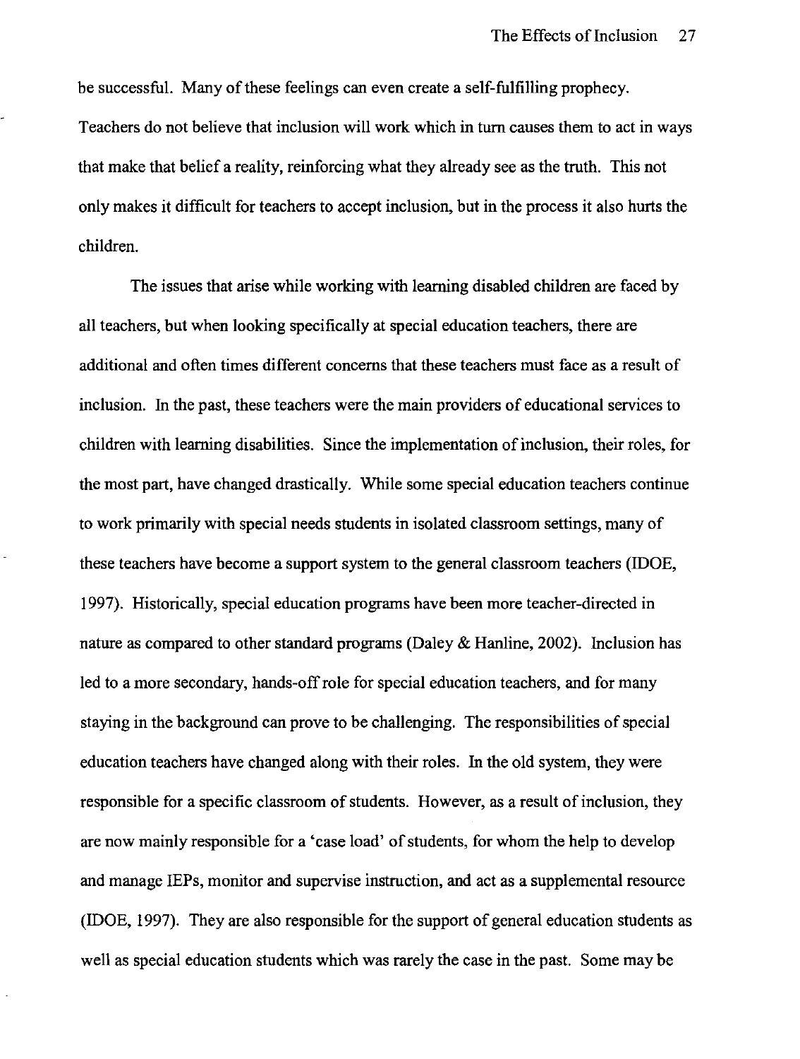be successful. Many of these feelings can even create a self-fulfilling prophecy. Teachers do not believe that inclusion will work which in turn causes them to act in ways that make that belief a reality, reinforcing what they already see as the truth. This not only makes it difficult for teachers to accept inclusion, but in the process it also hurts the children.

The issues that arise while working with learning disabled children are faced by all teachers, but when looking specifically at special education teachers, there are additional and often times different concerns that these teachers must face as a result of inclusion. In the past, these teachers were the main providers of educational services to children with learning disabilities. Since the implementation of inclusion, their roles, for the most part, have changed drastically. While some special education teachers continue to work primarily with special needs students in isolated classroom settings, many of these teachers have become a support system to the general classroom teachers (IDOE, 1997). Historically, special education programs have been more teacher-directed in nature as compared to other standard programs (Daley & Hanline, 2002). Inclusion has led to a more secondary, hands-off role for special education teachers, and for many staying in the background can prove to be challenging. The responsibilities of special education teachers have changed along with their roles. In the old system, they were responsible for a specific classroom of students. However, as a result of inclusion, they are now mainly responsible for a 'case load' of students, for whom the help to develop and manage IEPs, monitor and supervise instruction, and act as a supplemental resource (IDOE, 1997). They are also responsible for the support of general education students as well as special education students which was rarely the case in the past. Some may be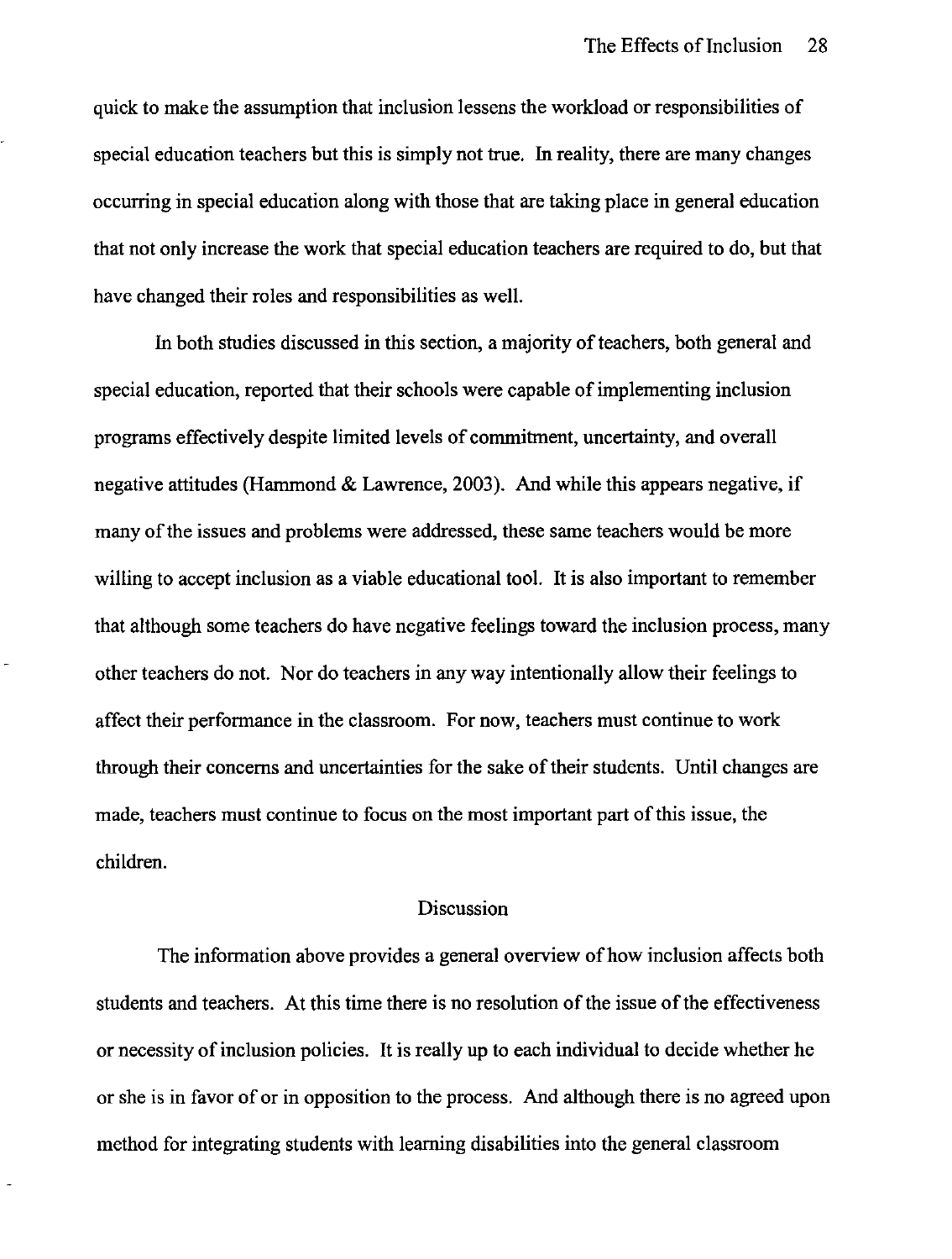quick to make the assumption that inclusion lessens the workload or responsibilities of special education teachers but this is simply not true. In reality, there are many changes occurring in special education along with those that are taking place in general education that not only increase the work that special education teachers are required to do, but that have changed their roles and responsibilities as well.

In both studies discussed in this section, a majority of teachers, both general and special education, reported that their schools were capable of implementing inclusion programs effectively despite limited levels of commitment, uncertainty, and overall negative attitudes (Hammond & Lawrence, 2003). And while this appears negative, if many of the issues and problems were addressed, these same teachers would be more willing to accept inclusion as a viable educational tool. It is also important to remember that although some teachers do have negative feelings toward the inclusion process, many other teachers do not. Nor do teachers in any way intentionally allow their feelings to affect their performance in the classroom. For now, teachers must continue to work through their concerns and uncertainties for the sake of their students. Until changes are made, teachers must continue to focus on the most important part of this issue, the children.

## Discussion

The information above provides a general overview of how inclusion affects both students and teachers. At this time there is no resolution of the issue of the effectiveness or necessity of inclusion policies. It is really up to each individual to decide whether he or she is in favor of or in opposition to the process. And although there is no agreed upon method for integrating students with learning disabilities into the general classroom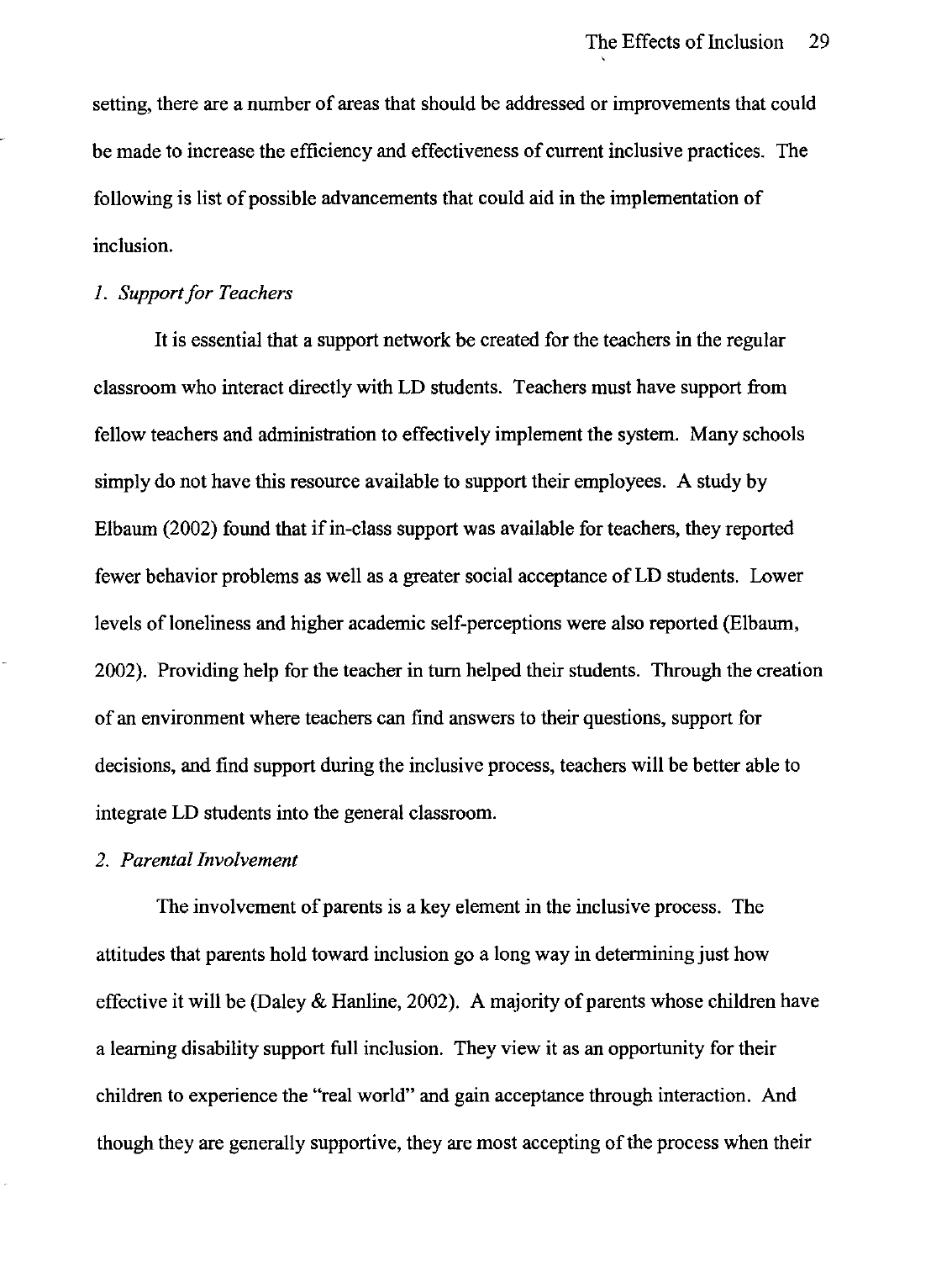setting, there are a number of areas that should be addressed or improvements that could be made to increase the efficiency and effectiveness of current inclusive practices. The following is list of possible advancements that could aid in the implementation of inclusion.

### *1. Support for Teachers*

It is essential that a support network be created for the teachers in the regular classroom who interact directly with LD students. Teachers must have support from fellow teachers and administration to effectively implement the system. Many schools simply do not have this resource available to support their employees. A study by Elbaum (2002) found that if in-class support was available for teachers, they reported fewer behavior problems as well as a greater social acceptance of LD students. Lower levels of loneliness and higher academic self-perceptions were also reported (Elbaum, 2002). Providing help for the teacher in turn helped their students. Through the creation of an environment where teachers can find answers to their questions, support for decisions, and find support during the inclusive process, teachers will be better able to integrate LD students into the general classroom.

### *2. Parental Involvement*

The involvement of parents is a key element in the inclusive process. The attitudes that parents hold toward inclusion go a long way in determining just how effective it will be (Daley & Hanline, 2002). A majority of parents whose children have a learning disability support full inclusion. They view it as an opportunity for their children to experience the "real world" and gain acceptance through interaction. And though they are generally supportive, they are most accepting of the process when their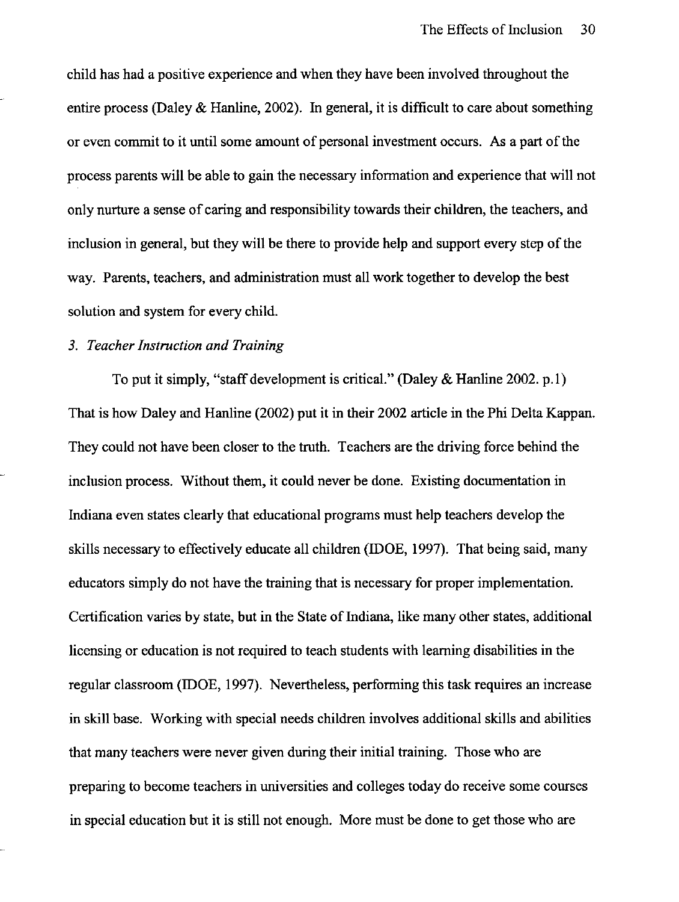child has had a positive experience and when they have been involved throughout the entire process (Daley & Hanline, 2002). In general, it is difficult to care about something or even commit to it until some amount of personal investment occurs. As a part of the process parents will be able to gain the necessary information and experience that will not only nurture a sense of caring and responsibility towards their children, the teachers, and inclusion in general, but they will be there to provide help and support every step of the way. Parents, teachers, and administration must all work together to develop the best solution and system for every child.

*3. Teacher Instruction and Training*

To put it simply, "staff development is critical." (Daley & Hanline 2002. p.1) That is how Daley and Hanline (2002) put it in their 2002 article in the Phi Delta Kappan. They could not have been closer to the truth. Teachers are the driving force behind the inclusion process. Without them, it could never be done. Existing documentation in Indiana even states clearly that educational programs must help teachers develop the skills necessary to effectively educate all children (IDOE, 1997). That being said, many educators simply do not have the training that is necessary for proper implementation. Certification varies by state, but in the State of Indiana, like many other states, additional licensing or education is not required to teach students with learning disabilities in the regular classroom (IDOE, 1997). Nevertheless, performing this task requires an increase in skill base. Working with special needs children involves additional skills and abilities that many teachers were never given during their initial training. Those who are preparing to become teachers in universities and colleges today do receive some courses in special education but it is still not enough. More must be done to get those who are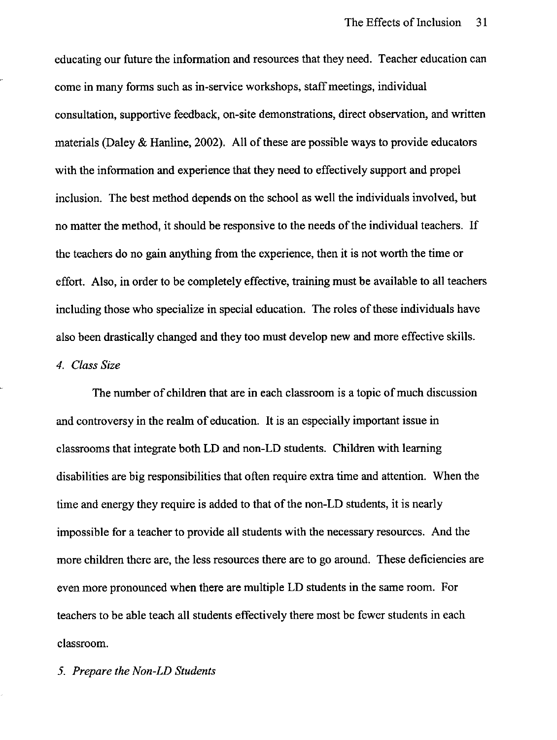educating our future the information and resources that they need. Teacher education can come in many forms such as in-service workshops, staff meetings, individual consultation, supportive feedback, on-site demonstrations, direct observation, and written materials (Daley & Hanline, 2002). All of these are possible ways to provide educators with the information and experience that they need to effectively support and propel inclusion. The best method depends on the school as well the individuals involved, but no matter the method, it should be responsive to the needs of the individual teachers. If the teachers do no gain anything from the experience, then it is not worth the time or effort. Also, in order to be completely effective, training must be available to all teachers including those who specialize in special education. The roles of these individuals have also been drastically changed and they too must develop new and more effective skills.

*4. Class Size*

The number of children that are in each classroom is a topic of much discussion and controversy in the realm of education. It is an especially important issue in classrooms that integrate both LD and non-LD students. Children with learning disabilities are big responsibilities that often require extra time and attention. When the time and energy they require is added to that of the non-LD students, it is nearly impossible for a teacher to provide all students with the necessary resources. And the more children there are, the less resources there are to go around. These deficiencies are even more pronounced when there are multiple LD students in the same room. For teachers to be able teach all students effectively there most be fewer students in each classroom.

*5. Prepare the Non-LD Students*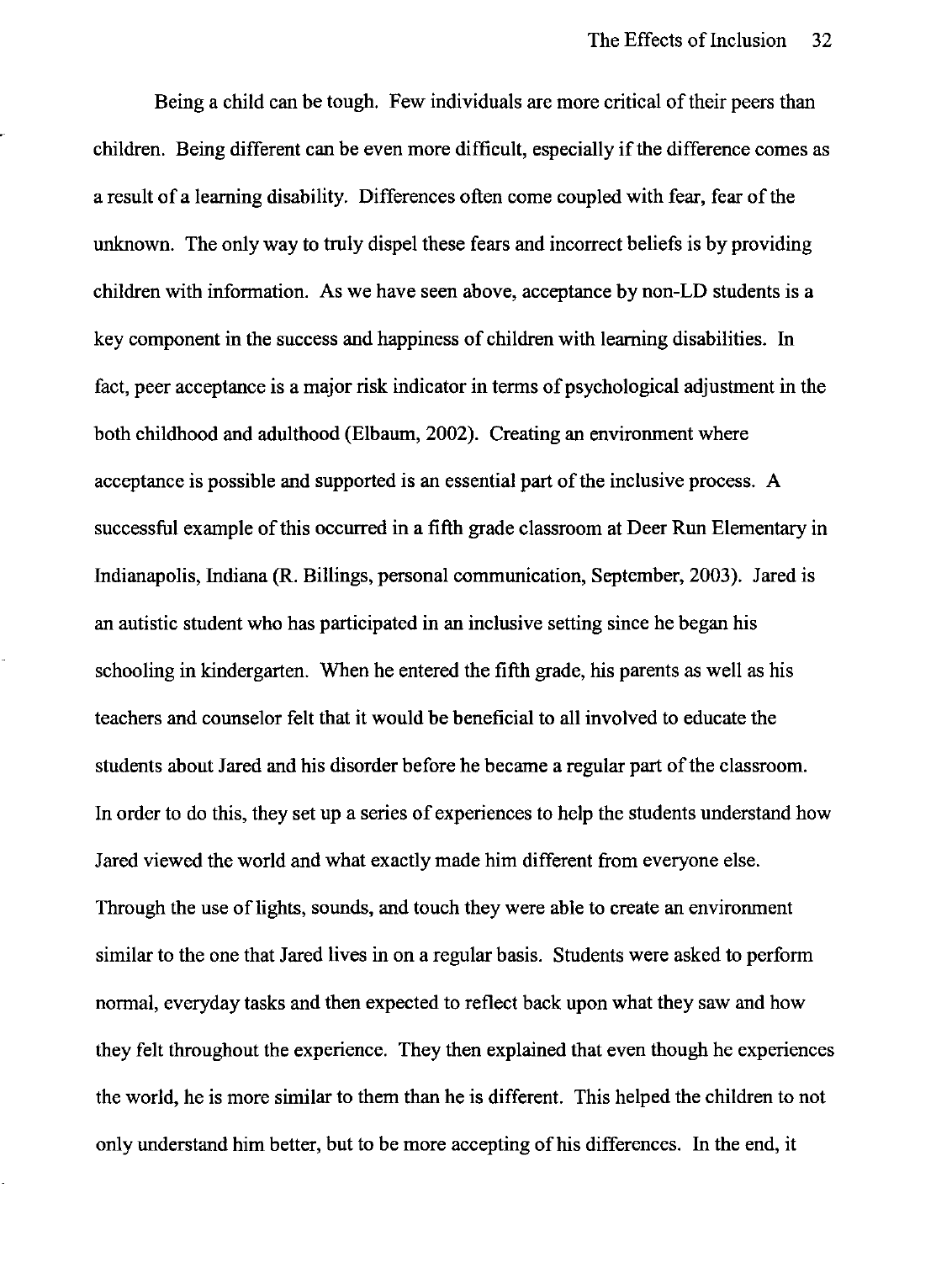Being a child can be tough. Few individuals are more critical of their peers than children. Being different can be even more difficult, especially if the difference comes as a result of a learning disability. Differences often come coupled with fear, fear of the unknown. The only way to truly dispel these fears and incorrect beliefs is by providing children with information. As we have seen above, acceptance by non-LD students is a key component in the success and happiness of children with learning disabilities. In fact, peer acceptance is a major risk indicator in terms of psychological adjustment in the both childhood and adulthood (Elbaum, 2002). Creating an environment where acceptance is possible and supported is an essential part of the inclusive process. A successful example of this occurred in a fifth grade classroom at Deer Run Elementary in Indianapolis, Indiana (R. Billings, personal communication, September, 2003). Jared is an autistic student who has participated in an inclusive setting since he began his schooling in kindergarten. When he entered the fifth grade, his parents as well as his teachers and counselor felt that it would be beneficial to all involved to educate the students about Jared and his disorder before he became a regular part of the classroom. In order to do this, they set up a series of experiences to help the students understand how Jared viewed the world and what exactly made him different from everyone else. Through the use of lights, sounds, and touch they were able to create an environment similar to the one that Jared lives in on a regular basis. Students were asked to perform normal, everyday tasks and then expected to reflect back upon what they saw and how they felt throughout the experience. They then explained that even though he experiences the world, he is more similar to them than he is different. This helped the children to not only understand him better, but to be more accepting of his differences. In the end, it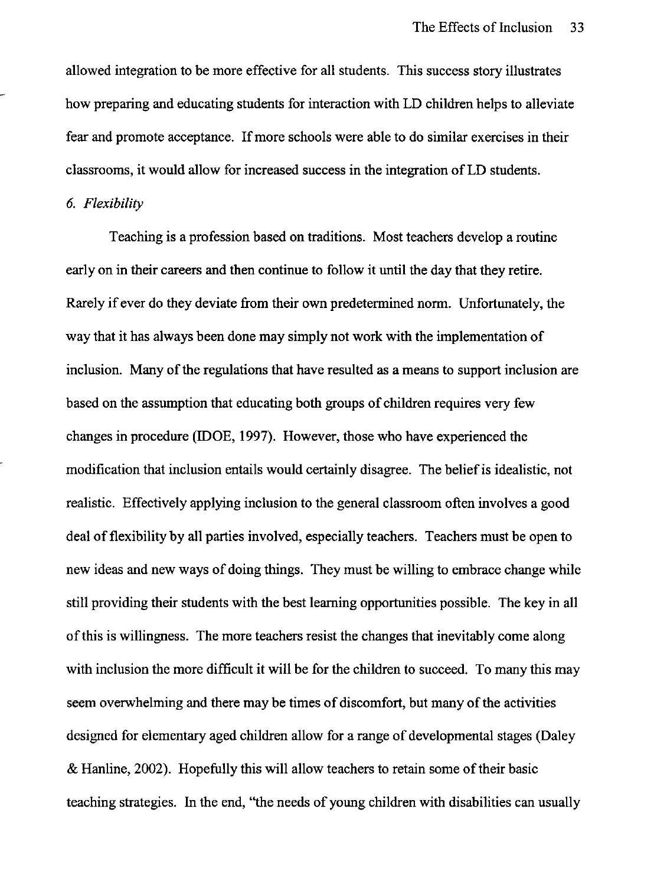allowed integration to be more effective for all students. This success story illustrates how preparing and educating students for interaction with LD children helps to alleviate fear and promote acceptance. If more schools were able to do similar exercises in their classrooms, it would allow for increased success in the integration of LD students.

### *6. Flexibility*

Teaching is a profession based on traditions. Most teachers develop a routine early on in their careers and then continue to follow it until the day that they retire. Rarely if ever do they deviate from their own predetermined norm. Unfortunately, the way that it has always been done may simply not work with the implementation of inclusion. Many of the regulations that have resulted as a means to support inclusion are based on the assumption that educating both groups of children requires very few changes in procedure (IDOE, 1997). However, those who have experienced the modification that inclusion entails would certainly disagree. The belief is idealistic, not realistic. Effectively applying inclusion to the general classroom often involves a good deal of flexibility by all parties involved, especially teachers. Teachers must be open to new ideas and new ways of doing things. They must be willing to embrace change while still providing their students with the best learning opportunities possible. The key in all of this is willingness. The more teachers resist the changes that inevitably come along with inclusion the more difficult it will be for the children to succeed. To many this may seem overwhelming and there may be times of discomfort, but many of the activities designed for elementary aged children allow for a range of developmental stages (Daley & Hanline, 2002). Hopefully this will allow teachers to retain some of their basic teaching strategies. In the end, "the needs of young children with disabilities can usually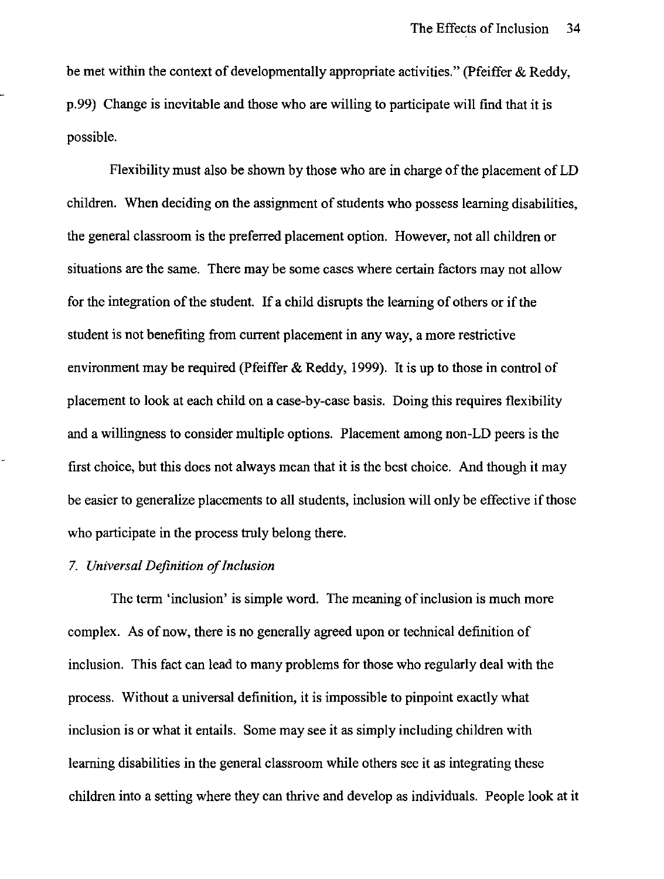be met within the context of developmentally appropriate activities." (Pfeiffer & Reddy, p.99) Change is inevitable and those who are willing to participate will find that it is possible.

Flexibility must also be shown by those who are in charge of the placement of LD children. When deciding on the assignment of students who possess learning disabilities, the general classroom is the preferred placement option. However, not all children or situations are the same. There may be some cases where certain factors may not allow for the integration of the student. If a child disrupts the learning of others or if the student is not benefiting from current placement in any way, a more restrictive environment may be required (Pfeiffer & Reddy, 1999). It is up to those in control of placement to look at each child on a case-by-case basis. Doing this requires flexibility and a willingness to consider multiple options. Placement among non-LD peers is the first choice, but this does not always mean that it is the best choice. And though it may be easier to generalize placements to all students, inclusion will only be effective if those who participate in the process truly belong there.

*7. Universal Definition of Inclusion*

The term 'inclusion' is simple word. The meaning of inclusion is much more complex. As of now, there is no generally agreed upon or technical definition of inclusion. This fact can lead to many problems for those who regularly deal with the process. Without a universal definition, it is impossible to pinpoint exactly what inclusion is or what it entails. Some may see it as simply including children with learning disabilities in the general classroom while others see it as integrating these children into a setting where they can thrive and develop as individuals. People look at it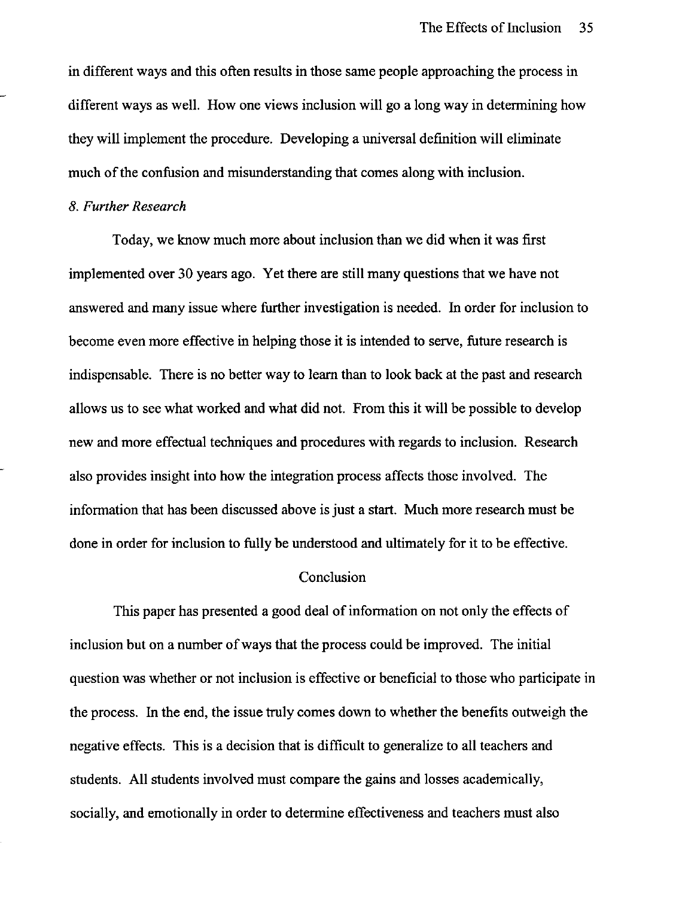in different ways and this often results in those same people approaching the process in different ways as well. How one views inclusion will go a long way in determining how they will implement the procedure. Developing a universal definition will eliminate much of the confusion and misunderstanding that comes along with inclusion.

*8. Further Research*

Today, we know much more about inclusion than we did when it was first implemented over 30 years ago. Yet there are still many questions that we have not answered and many issue where further investigation is needed. In order for inclusion to become even more effective in helping those it is intended to serve, future research is indispensable. There is no better way to learn than to look back at the past and research allows us to see what worked and what did not. From this it will be possible to develop new and more effectual techniques and procedures with regards to inclusion. Research also provides insight into how the integration process affects those involved. The information that has been discussed above is just a start. Much more research must be done in order for inclusion to fully be understood and ultimately for it to be effective.

## Conclusion

This paper has presented a good deal of information on not only the effects of inclusion but on a number of ways that the process could be improved. The initial question was whether or not inclusion is effective or beneficial to those who participate in the process. In the end, the issue truly comes down to whether the benefits outweigh the negative effects. This is a decision that is difficult to generalize to all teachers and students. All students involved must compare the gains and losses academically, socially, and emotionally in order to determine effectiveness and teachers must also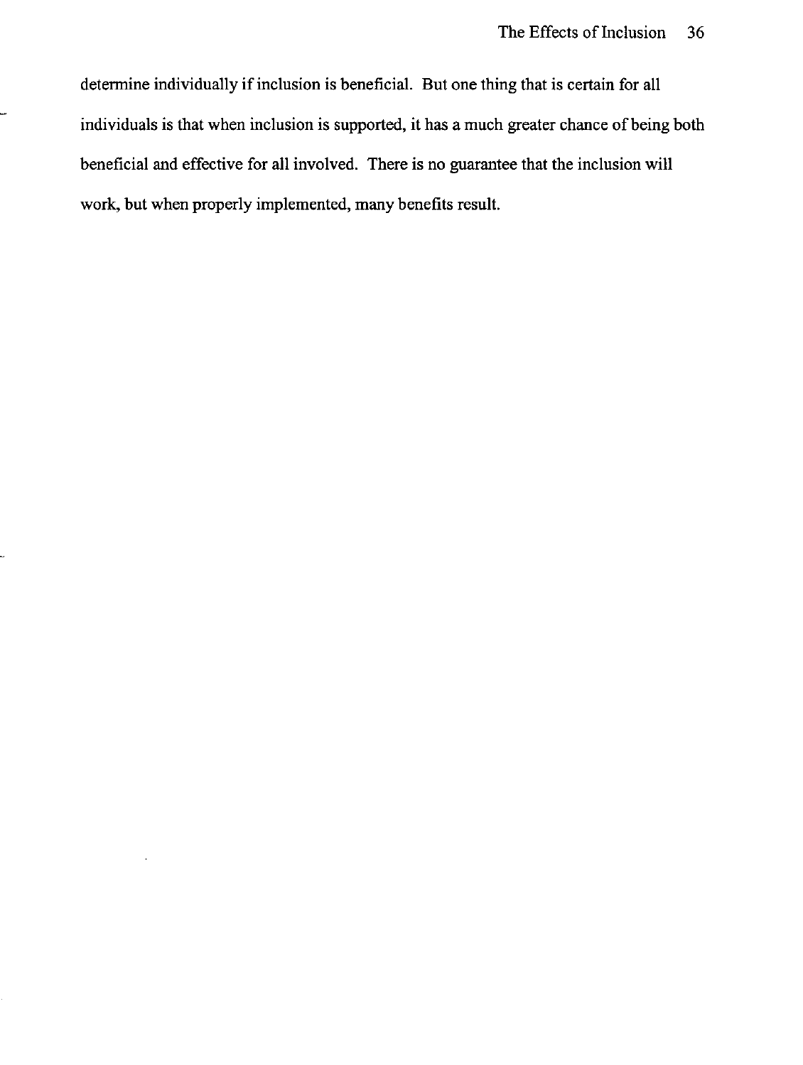determine individually if inclusion is beneficial. But one thing that is certain for all individuals is that when inclusion is supported, it has a much greater chance of being both beneficial and effective for all involved. There is no guarantee that the inclusion will work, but when properly implemented, many benefits result.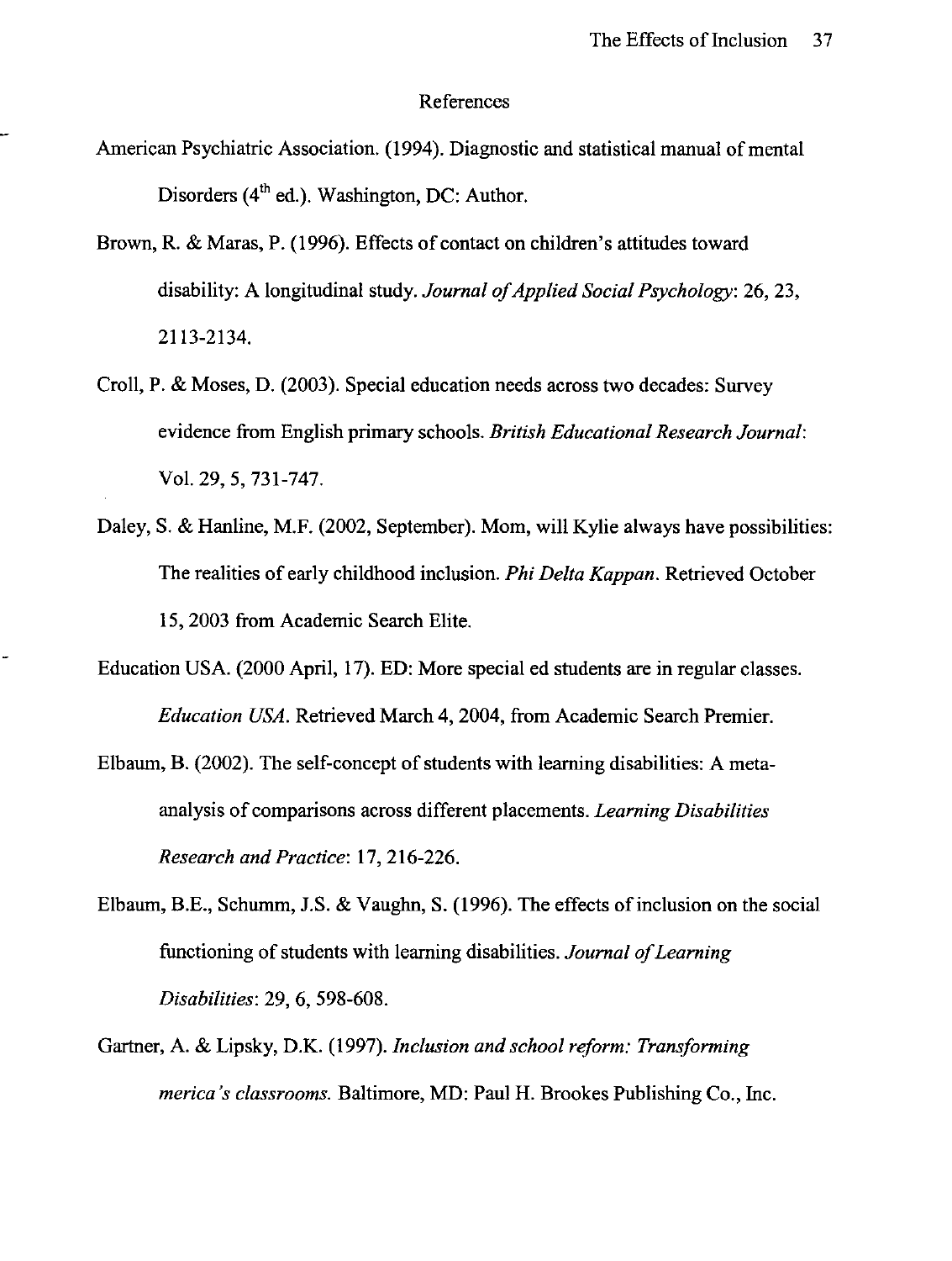## References

American Psychiatric Association. (1994). Diagnostic and statistical manual of mental Disorders (4th ed.). Washington, DC: Author.

Brown, R. & Maras, P. (1996). Effects of contact on children's attitudes toward disability: A longitudinal study. *Journal of Applied Social Psychology*: 26, 23, 2113-2134.

Croll, P. & Moses, D. (2003). Special education needs across two decades: Survey evidence from English primary schools. *British Educational Research Journal*: Vol. 29, 5, 731-747.

Daley, S. & Hanline, M.F. (2002, September). Mom, will Kylie always have possibilities: The realities of early childhood inclusion. *Phi Delta Kappan*. Retrieved October 15, 2003 from Academic Search Elite.

Education USA. (2000 April, 17). ED: More special ed students are in regular classes. *Education USA*. Retrieved March 4, 2004, from Academic Search Premier.

Elbaum, B. (2002). The self-concept of students with learning disabilities: A meta-analysis of comparisons across different placements. *Learning Disabilities Research and Practice*: 17, 216-226.

Elbaum, B.E., Schumm, J.S. & Vaughn, S. (1996). The effects of inclusion on the social functioning of students with learning disabilities. *Journal of Learning Disabilities*: 29, 6, 598-608.

Gartner, A. & Lipsky, D.K. (1997). *Inclusion and school reform: Transforming merica's classrooms.* Baltimore, MD: Paul H. Brookes Publishing Co., Inc.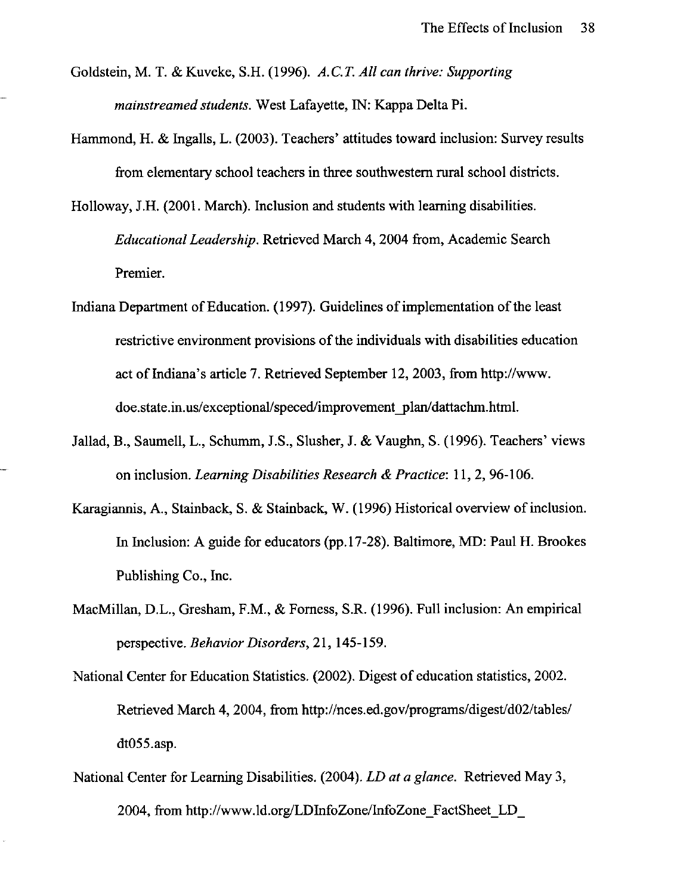Goldstein, M. T. & Kuveke, S.H. (1996). *A.C.T. All can thrive: Supporting mainstreamed students.* West Lafayette, IN: Kappa Delta Pi.

Hammond, H. & Ingalls, L. (2003). Teachers' attitudes toward inclusion: Survey results from elementary school teachers in three southwestern rural school districts.

Holloway, J.H. (2001. March). Inclusion and students with learning disabilities. *Educational Leadership.* Retrieved March 4, 2004 from, Academic Search Premier.

Indiana Department of Education. (1997). Guidelines of implementation of the least restrictive environment provisions of the individuals with disabilities education act of Indiana's article 7. Retrieved September 12, 2003, from http://www.doe.state.in.us/exceptional/speced/improvement_plan/dattachm.html.

Jallad, B., Saumell, L., Schumm, J.S., Slusher, J. & Vaughn, S. (1996). Teachers' views on inclusion. *Learning Disabilities Research & Practice*: 11, 2, 96-106.

Karagiannis, A., Stainback, S. & Stainback, W. (1996) Historical overview of inclusion. In Inclusion: A guide for educators (pp.17-28). Baltimore, MD: Paul H. Brookes Publishing Co., Inc.

MacMillan, D.L., Gresham, F.M., & Forness, S.R. (1996). Full inclusion: An empirical perspective. *Behavior Disorders*, 21, 145-159.

National Center for Education Statistics. (2002). Digest of education statistics, 2002. Retrieved March 4, 2004, from http://nces.ed.gov/programs/digest/d02/tables/dt055.asp.

National Center for Learning Disabilities. (2004). *LD at a glance.* Retrieved May 3, 2004, from http://www.ld.org/LDInfoZone/InfoZone_FactSheet_LD_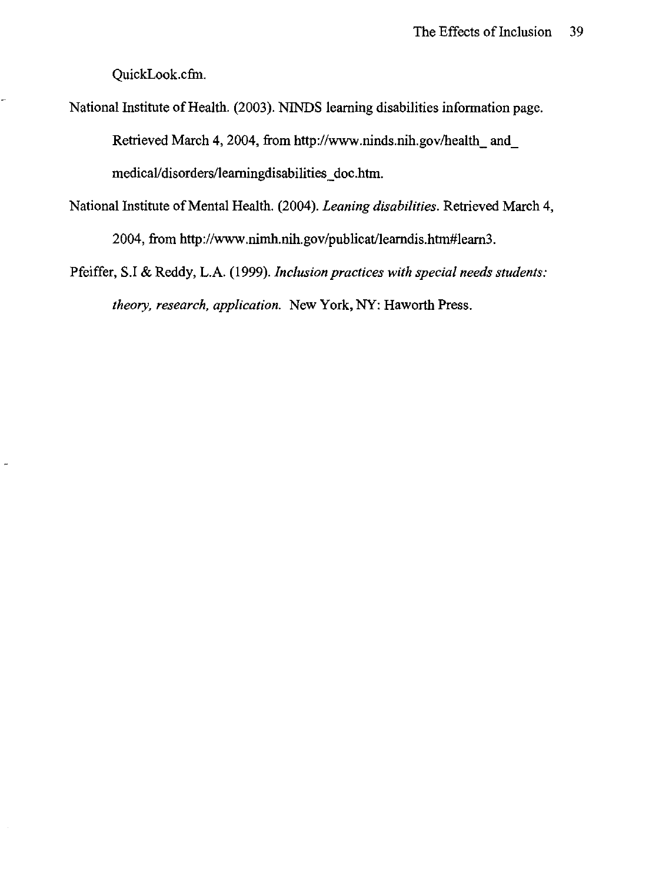QuickLook.cfm.

National Institute of Health. (2003). NINDS learning disabilities information page. Retrieved March 4, 2004, from http://www.ninds.nih.gov/health_ and_ medical/disorders/learningdisabilities_doc.htm.

National Institute of Mental Health. (2004). *Leaning disabilities*. Retrieved March 4, 2004, from http://www.nimh.nih.gov/publicat/learndis.htm#learn3.

Pfeiffer, S.I & Reddy, L.A. (1999). *Inclusion practices with special needs students: theory, research, application.* New York, NY: Haworth Press.